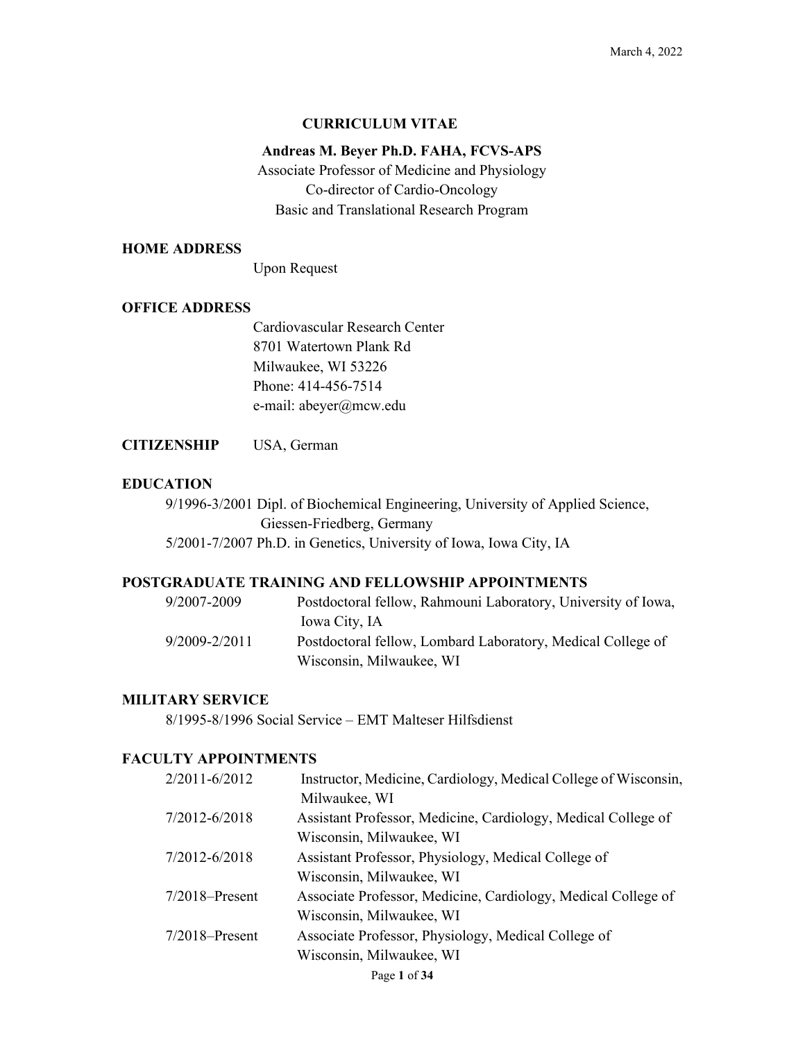March 4, 2022

# CURRICULUM VITAE

**Andreas M. Beyer Ph.D. FAHA, FCVS-APS**
Associate Professor of Medicine and Physiology
Co-director of Cardio-Oncology
Basic and Translational Research Program

## HOME ADDRESS

Upon Request

## OFFICE ADDRESS

Cardiovascular Research Center
8701 Watertown Plank Rd
Milwaukee, WI 53226
Phone: 414-456-7514
e-mail: abeyer@mcw.edu

## CITIZENSHIP

USA, German

## EDUCATION

9/1996-3/2001 Dipl. of Biochemical Engineering, University of Applied Science, Giessen-Friedberg, Germany
5/2001-7/2007 Ph.D. in Genetics, University of Iowa, Iowa City, IA

## POSTGRADUATE TRAINING AND FELLOWSHIP APPOINTMENTS

| | |
|---|---|
| 9/2007-2009 | Postdoctoral fellow, Rahmouni Laboratory, University of Iowa, Iowa City, IA |
| 9/2009-2/2011 | Postdoctoral fellow, Lombard Laboratory, Medical College of Wisconsin, Milwaukee, WI |

## MILITARY SERVICE

8/1995-8/1996 Social Service – EMT Malteser Hilfsdienst

## FACULTY APPOINTMENTS

| | |
|---|---|
| 2/2011-6/2012 | Instructor, Medicine, Cardiology, Medical College of Wisconsin, Milwaukee, WI |
| 7/2012-6/2018 | Assistant Professor, Medicine, Cardiology, Medical College of Wisconsin, Milwaukee, WI |
| 7/2012-6/2018 | Assistant Professor, Physiology, Medical College of Wisconsin, Milwaukee, WI |
| 7/2018–Present | Associate Professor, Medicine, Cardiology, Medical College of Wisconsin, Milwaukee, WI |
| 7/2018–Present | Associate Professor, Physiology, Medical College of Wisconsin, Milwaukee, WI |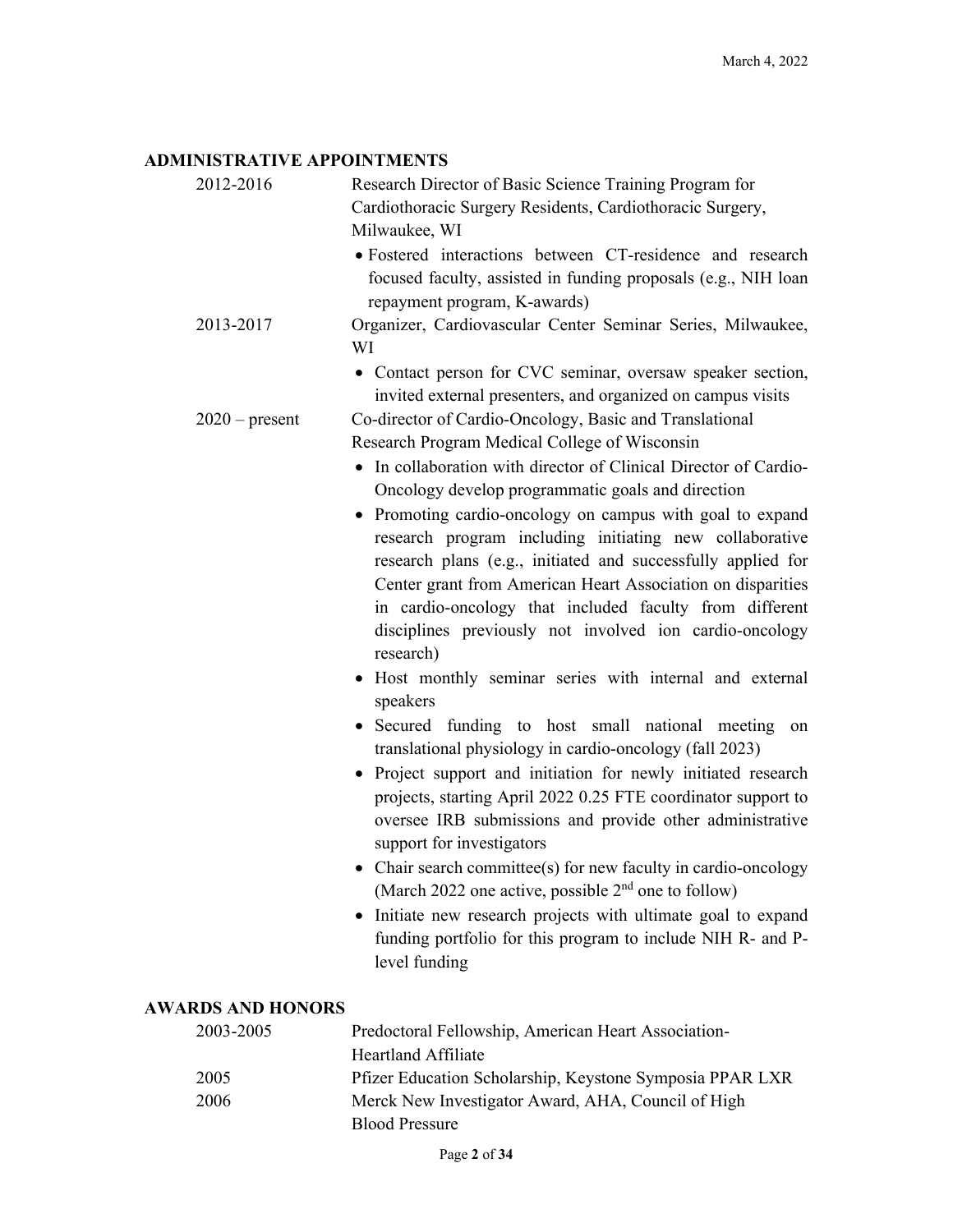## ADMINISTRATIVE APPOINTMENTS

2012-2016 — Research Director of Basic Science Training Program for Cardiothoracic Surgery Residents, Cardiothoracic Surgery, Milwaukee, WI

- Fostered interactions between CT-residence and research focused faculty, assisted in funding proposals (e.g., NIH loan repayment program, K-awards)

2013-2017 — Organizer, Cardiovascular Center Seminar Series, Milwaukee, WI

- Contact person for CVC seminar, oversaw speaker section, invited external presenters, and organized on campus visits

2020 – present — Co-director of Cardio-Oncology, Basic and Translational Research Program Medical College of Wisconsin

- In collaboration with director of Clinical Director of Cardio-Oncology develop programmatic goals and direction
- Promoting cardio-oncology on campus with goal to expand research program including initiating new collaborative research plans (e.g., initiated and successfully applied for Center grant from American Heart Association on disparities in cardio-oncology that included faculty from different disciplines previously not involved ion cardio-oncology research)
- Host monthly seminar series with internal and external speakers
- Secured funding to host small national meeting on translational physiology in cardio-oncology (fall 2023)
- Project support and initiation for newly initiated research projects, starting April 2022 0.25 FTE coordinator support to oversee IRB submissions and provide other administrative support for investigators
- Chair search committee(s) for new faculty in cardio-oncology (March 2022 one active, possible 2nd one to follow)
- Initiate new research projects with ultimate goal to expand funding portfolio for this program to include NIH R- and P-level funding

## AWARDS AND HONORS

| Year | Award |
|---|---|
| 2003-2005 | Predoctoral Fellowship, American Heart Association-Heartland Affiliate |
| 2005 | Pfizer Education Scholarship, Keystone Symposia PPAR LXR |
| 2006 | Merck New Investigator Award, AHA, Council of High Blood Pressure |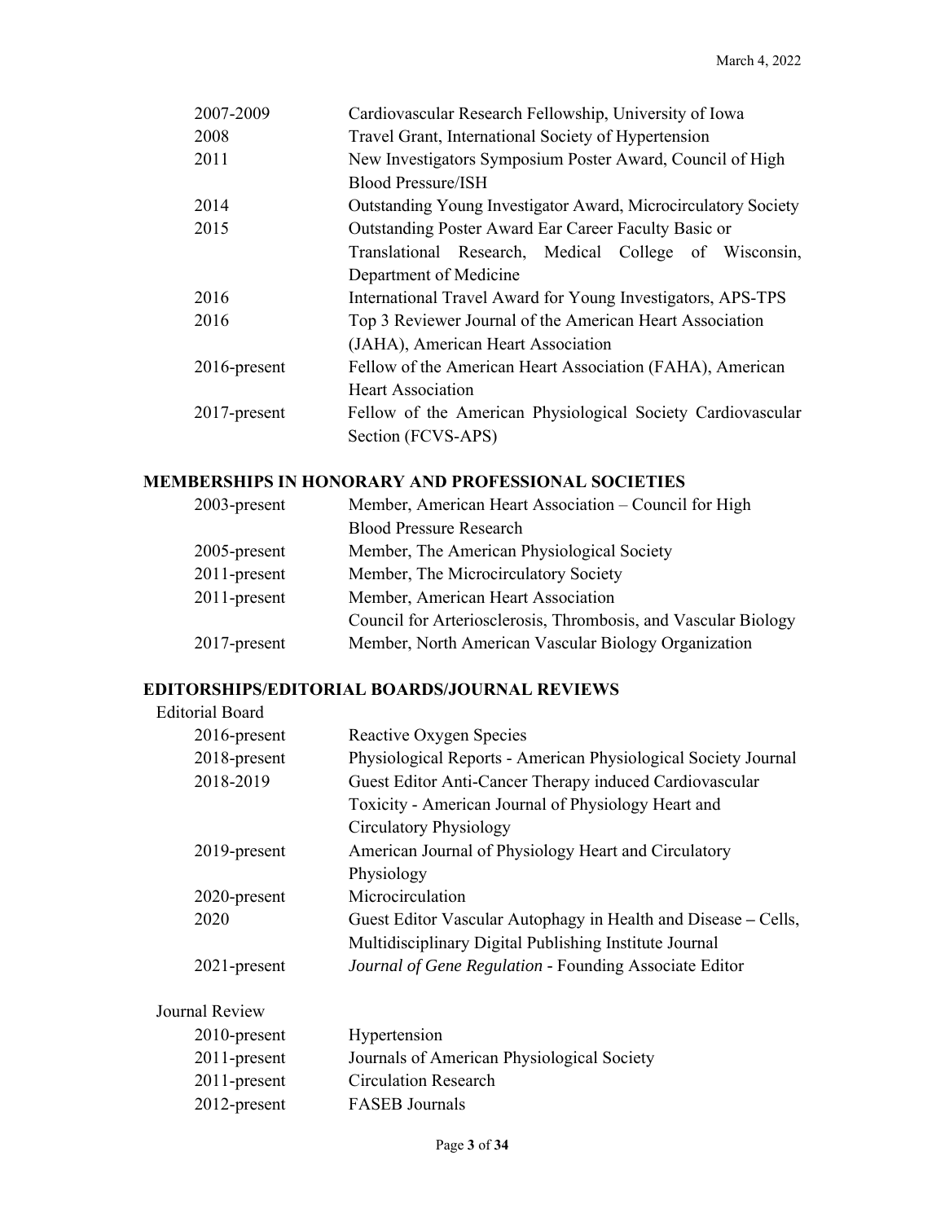| | |
|---|---|
| 2007-2009 | Cardiovascular Research Fellowship, University of Iowa |
| 2008 | Travel Grant, International Society of Hypertension |
| 2011 | New Investigators Symposium Poster Award, Council of High Blood Pressure/ISH |
| 2014 | Outstanding Young Investigator Award, Microcirculatory Society |
| 2015 | Outstanding Poster Award Ear Career Faculty Basic or Translational Research, Medical College of Wisconsin, Department of Medicine |
| 2016 | International Travel Award for Young Investigators, APS-TPS |
| 2016 | Top 3 Reviewer Journal of the American Heart Association (JAHA), American Heart Association |
| 2016-present | Fellow of the American Heart Association (FAHA), American Heart Association |
| 2017-present | Fellow of the American Physiological Society Cardiovascular Section (FCVS-APS) |

## MEMBERSHIPS IN HONORARY AND PROFESSIONAL SOCIETIES

| | |
|---|---|
| 2003-present | Member, American Heart Association – Council for High Blood Pressure Research |
| 2005-present | Member, The American Physiological Society |
| 2011-present | Member, The Microcirculatory Society |
| 2011-present | Member, American Heart Association Council for Arteriosclerosis, Thrombosis, and Vascular Biology |
| 2017-present | Member, North American Vascular Biology Organization |

## EDITORSHIPS/EDITORIAL BOARDS/JOURNAL REVIEWS

Editorial Board

| | |
|---|---|
| 2016-present | Reactive Oxygen Species |
| 2018-present | Physiological Reports - American Physiological Society Journal |
| 2018-2019 | Guest Editor Anti-Cancer Therapy induced Cardiovascular Toxicity - American Journal of Physiology Heart and Circulatory Physiology |
| 2019-present | American Journal of Physiology Heart and Circulatory Physiology |
| 2020-present | Microcirculation |
| 2020 | Guest Editor Vascular Autophagy in Health and Disease – Cells, Multidisciplinary Digital Publishing Institute Journal |
| 2021-present | *Journal of Gene Regulation* - Founding Associate Editor |

Journal Review

| | |
|---|---|
| 2010-present | Hypertension |
| 2011-present | Journals of American Physiological Society |
| 2011-present | Circulation Research |
| 2012-present | FASEB Journals |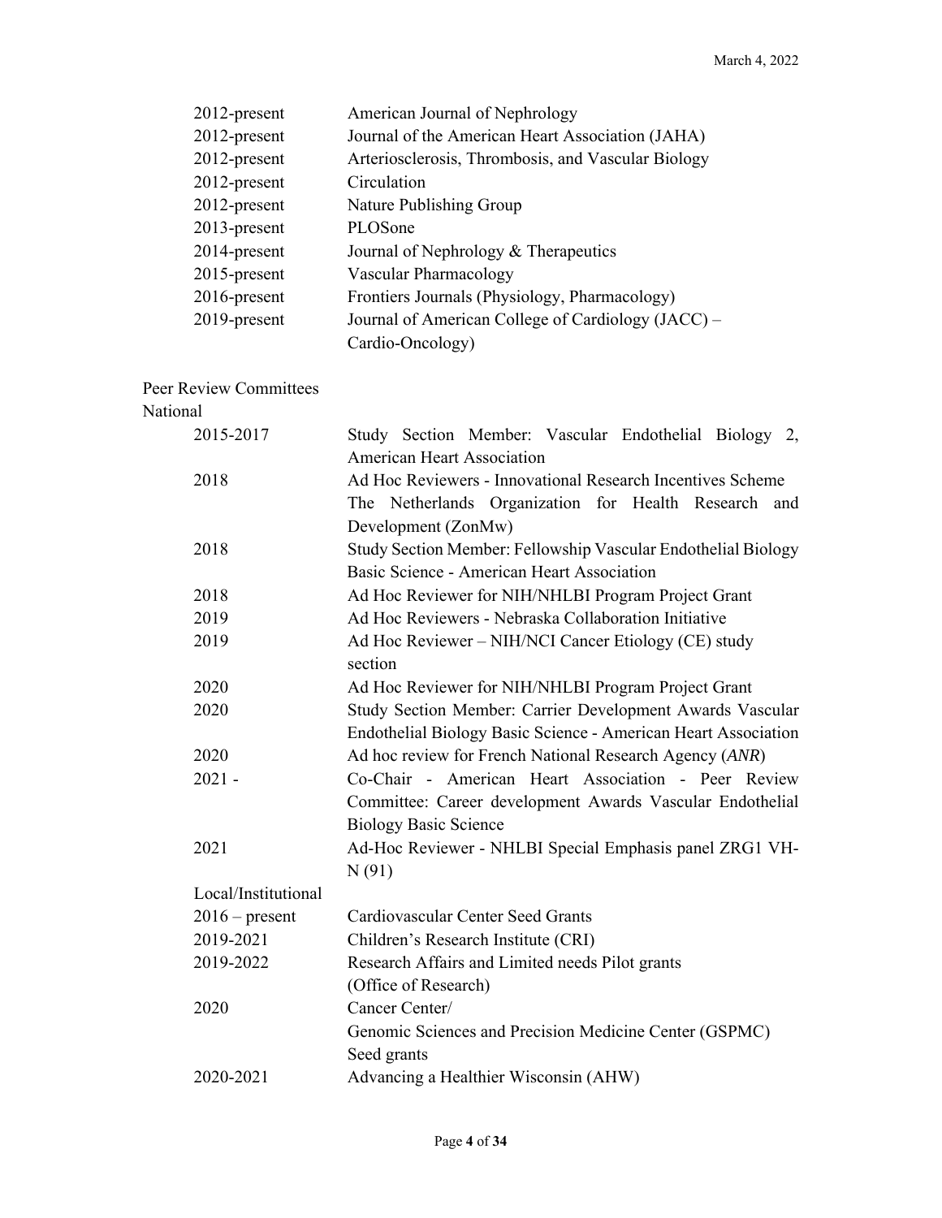| | |
|---|---|
| 2012-present | American Journal of Nephrology |
| 2012-present | Journal of the American Heart Association (JAHA) |
| 2012-present | Arteriosclerosis, Thrombosis, and Vascular Biology |
| 2012-present | Circulation |
| 2012-present | Nature Publishing Group |
| 2013-present | PLOSone |
| 2014-present | Journal of Nephrology & Therapeutics |
| 2015-present | Vascular Pharmacology |
| 2016-present | Frontiers Journals (Physiology, Pharmacology) |
| 2019-present | Journal of American College of Cardiology (JACC) – Cardio-Oncology) |

Peer Review Committees

National

| | |
|---|---|
| 2015-2017 | Study Section Member: Vascular Endothelial Biology 2, American Heart Association |
| 2018 | Ad Hoc Reviewers - Innovational Research Incentives Scheme The Netherlands Organization for Health Research and Development (ZonMw) |
| 2018 | Study Section Member: Fellowship Vascular Endothelial Biology Basic Science - American Heart Association |
| 2018 | Ad Hoc Reviewer for NIH/NHLBI Program Project Grant |
| 2019 | Ad Hoc Reviewers - Nebraska Collaboration Initiative |
| 2019 | Ad Hoc Reviewer – NIH/NCI Cancer Etiology (CE) study section |
| 2020 | Ad Hoc Reviewer for NIH/NHLBI Program Project Grant |
| 2020 | Study Section Member: Carrier Development Awards Vascular Endothelial Biology Basic Science - American Heart Association |
| 2020 | Ad hoc review for French National Research Agency (*ANR*) |
| 2021 - | Co-Chair - American Heart Association - Peer Review Committee: Career development Awards Vascular Endothelial Biology Basic Science |
| 2021 | Ad-Hoc Reviewer - NHLBI Special Emphasis panel ZRG1 VH-N (91) |

Local/Institutional

| | |
|---|---|
| 2016 – present | Cardiovascular Center Seed Grants |
| 2019-2021 | Children's Research Institute (CRI) |
| 2019-2022 | Research Affairs and Limited needs Pilot grants (Office of Research) |
| 2020 | Cancer Center/ Genomic Sciences and Precision Medicine Center (GSPMC) Seed grants |
| 2020-2021 | Advancing a Healthier Wisconsin (AHW) |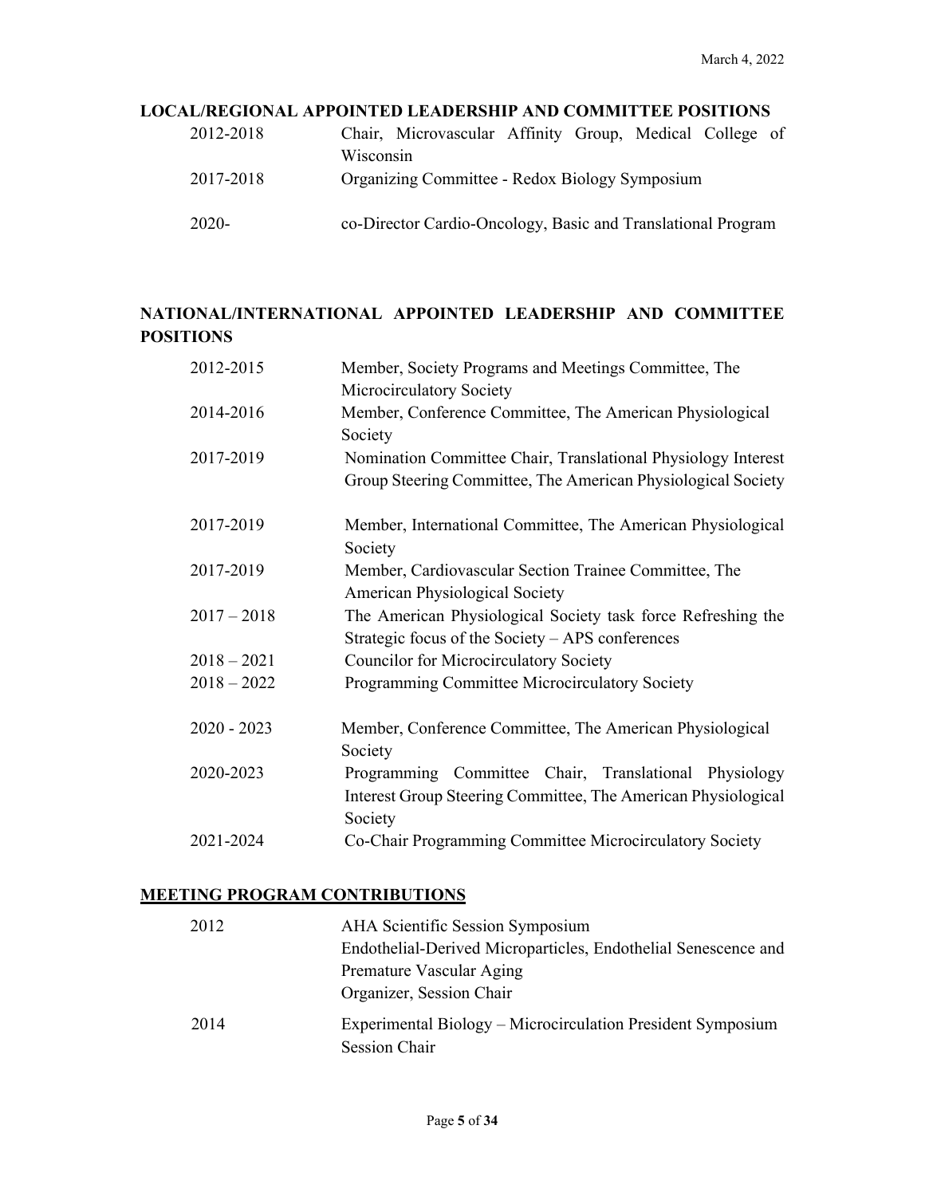## LOCAL/REGIONAL APPOINTED LEADERSHIP AND COMMITTEE POSITIONS

| | |
|---|---|
| 2012-2018 | Chair, Microvascular Affinity Group, Medical College of Wisconsin |
| 2017-2018 | Organizing Committee - Redox Biology Symposium |
| 2020- | co-Director Cardio-Oncology, Basic and Translational Program |

## NATIONAL/INTERNATIONAL APPOINTED LEADERSHIP AND COMMITTEE POSITIONS

| | |
|---|---|
| 2012-2015 | Member, Society Programs and Meetings Committee, The Microcirculatory Society |
| 2014-2016 | Member, Conference Committee, The American Physiological Society |
| 2017-2019 | Nomination Committee Chair, Translational Physiology Interest Group Steering Committee, The American Physiological Society |
| 2017-2019 | Member, International Committee, The American Physiological Society |
| 2017-2019 | Member, Cardiovascular Section Trainee Committee, The American Physiological Society |
| 2017 – 2018 | The American Physiological Society task force Refreshing the Strategic focus of the Society – APS conferences |
| 2018 – 2021 | Councilor for Microcirculatory Society |
| 2018 – 2022 | Programming Committee Microcirculatory Society |
| 2020 - 2023 | Member, Conference Committee, The American Physiological Society |
| 2020-2023 | Programming Committee Chair, Translational Physiology Interest Group Steering Committee, The American Physiological Society |
| 2021-2024 | Co-Chair Programming Committee Microcirculatory Society |

## MEETING PROGRAM CONTRIBUTIONS

| | |
|---|---|
| 2012 | AHA Scientific Session Symposium<br>Endothelial-Derived Microparticles, Endothelial Senescence and Premature Vascular Aging<br>Organizer, Session Chair |
| 2014 | Experimental Biology – Microcirculation President Symposium<br>Session Chair |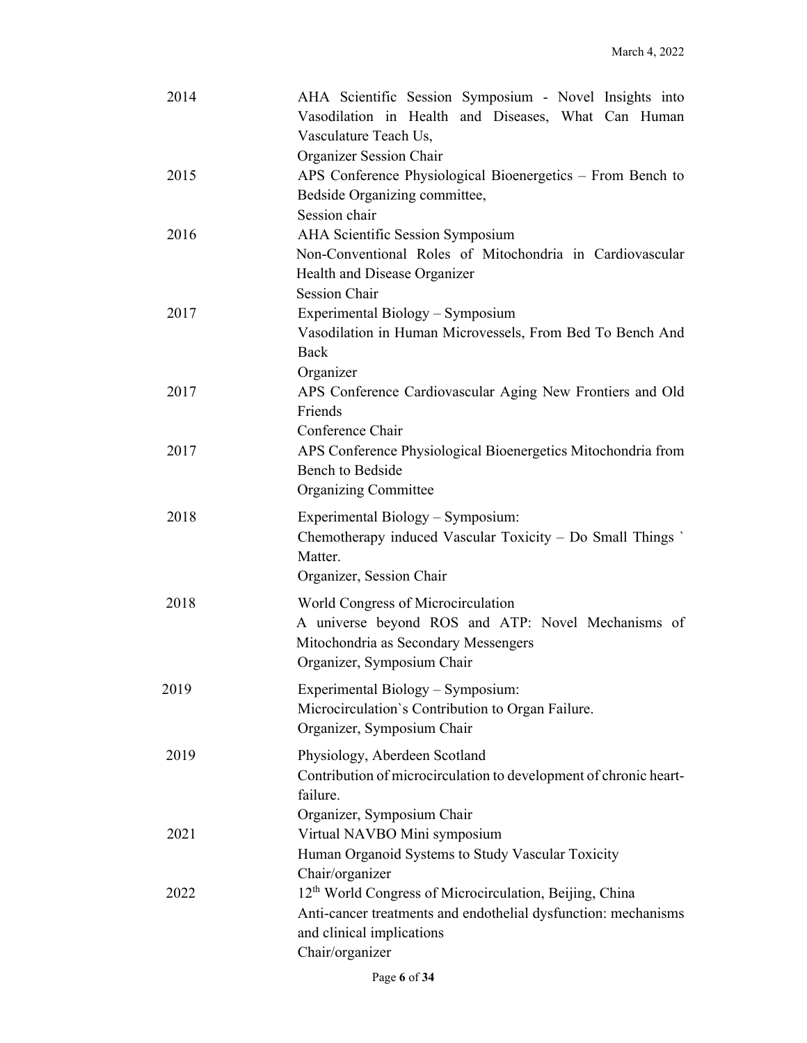| | |
|---|---|
| 2014 | AHA Scientific Session Symposium - Novel Insights into Vasodilation in Health and Diseases, What Can Human Vasculature Teach Us,<br>Organizer Session Chair |
| 2015 | APS Conference Physiological Bioenergetics – From Bench to Bedside Organizing committee,<br>Session chair |
| 2016 | AHA Scientific Session Symposium<br>Non-Conventional Roles of Mitochondria in Cardiovascular Health and Disease Organizer<br>Session Chair |
| 2017 | Experimental Biology – Symposium<br>Vasodilation in Human Microvessels, From Bed To Bench And Back<br>Organizer |
| 2017 | APS Conference Cardiovascular Aging New Frontiers and Old Friends<br>Conference Chair |
| 2017 | APS Conference Physiological Bioenergetics Mitochondria from Bench to Bedside<br>Organizing Committee |
| 2018 | Experimental Biology – Symposium:<br>Chemotherapy induced Vascular Toxicity – Do Small Things ` Matter.<br>Organizer, Session Chair |
| 2018 | World Congress of Microcirculation<br>A universe beyond ROS and ATP: Novel Mechanisms of Mitochondria as Secondary Messengers<br>Organizer, Symposium Chair |
| 2019 | Experimental Biology – Symposium:<br>Microcirculation`s Contribution to Organ Failure.<br>Organizer, Symposium Chair |
| 2019 | Physiology, Aberdeen Scotland<br>Contribution of microcirculation to development of chronic heart-failure.<br>Organizer, Symposium Chair |
| 2021 | Virtual NAVBO Mini symposium<br>Human Organoid Systems to Study Vascular Toxicity<br>Chair/organizer |
| 2022 | 12th World Congress of Microcirculation, Beijing, China<br>Anti-cancer treatments and endothelial dysfunction: mechanisms and clinical implications<br>Chair/organizer |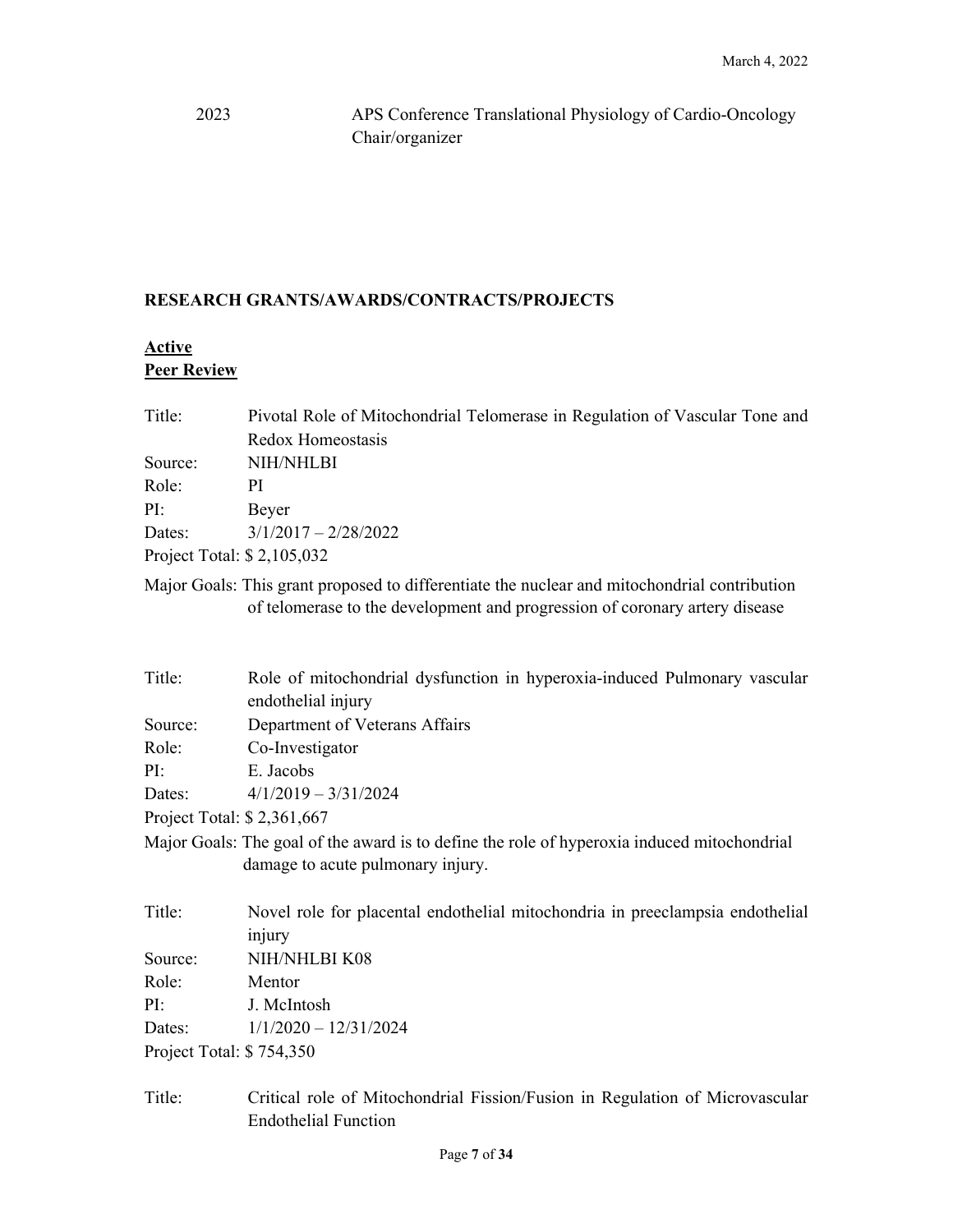2023 APS Conference Translational Physiology of Cardio-Oncology Chair/organizer

## RESEARCH GRANTS/AWARDS/CONTRACTS/PROJECTS

**Active**
**Peer Review**

Title: Pivotal Role of Mitochondrial Telomerase in Regulation of Vascular Tone and Redox Homeostasis
Source: NIH/NHLBI
Role: PI
PI: Beyer
Dates: 3/1/2017 – 2/28/2022
Project Total: $ 2,105,032
Major Goals: This grant proposed to differentiate the nuclear and mitochondrial contribution of telomerase to the development and progression of coronary artery disease

Title: Role of mitochondrial dysfunction in hyperoxia-induced Pulmonary vascular endothelial injury
Source: Department of Veterans Affairs
Role: Co-Investigator
PI: E. Jacobs
Dates: 4/1/2019 – 3/31/2024
Project Total: $ 2,361,667
Major Goals: The goal of the award is to define the role of hyperoxia induced mitochondrial damage to acute pulmonary injury.

Title: Novel role for placental endothelial mitochondria in preeclampsia endothelial injury
Source: NIH/NHLBI K08
Role: Mentor
PI: J. McIntosh
Dates: 1/1/2020 – 12/31/2024
Project Total: $ 754,350

Title: Critical role of Mitochondrial Fission/Fusion in Regulation of Microvascular Endothelial Function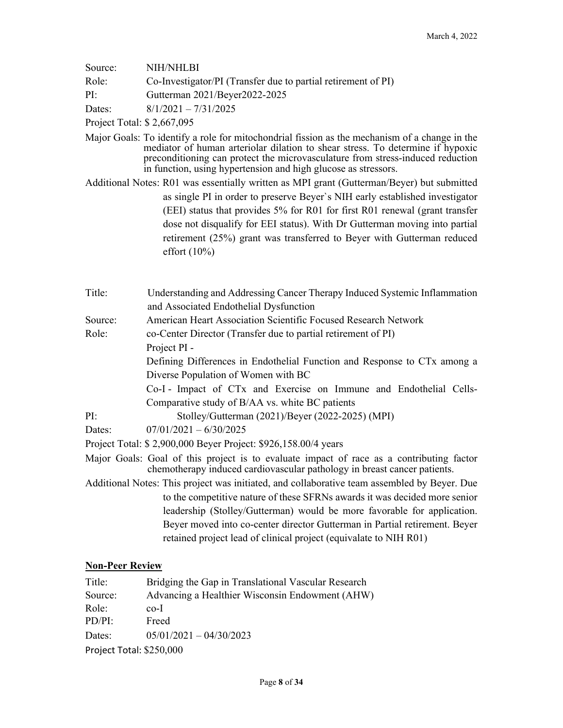Source: NIH/NHLBI

Role: Co-Investigator/PI (Transfer due to partial retirement of PI)

PI: Gutterman 2021/Beyer2022-2025

Dates: 8/1/2021 – 7/31/2025

Project Total: $ 2,667,095

Major Goals: To identify a role for mitochondrial fission as the mechanism of a change in the mediator of human arteriolar dilation to shear stress. To determine if hypoxic preconditioning can protect the microvasculature from stress-induced reduction in function, using hypertension and high glucose as stressors.

Additional Notes: R01 was essentially written as MPI grant (Gutterman/Beyer) but submitted as single PI in order to preserve Beyer`s NIH early established investigator (EEI) status that provides 5% for R01 for first R01 renewal (grant transfer dose not disqualify for EEI status). With Dr Gutterman moving into partial retirement (25%) grant was transferred to Beyer with Gutterman reduced effort (10%)

Title: Understanding and Addressing Cancer Therapy Induced Systemic Inflammation and Associated Endothelial Dysfunction

Source: American Heart Association Scientific Focused Research Network

Role: co-Center Director (Transfer due to partial retirement of PI)

Project PI -

Defining Differences in Endothelial Function and Response to CTx among a Diverse Population of Women with BC

Co-I - Impact of CTx and Exercise on Immune and Endothelial Cells-Comparative study of B/AA vs. white BC patients

PI: Stolley/Gutterman (2021)/Beyer (2022-2025) (MPI)

Dates: 07/01/2021 – 6/30/2025

Project Total: $ 2,900,000 Beyer Project: $926,158.00/4 years

Major Goals: Goal of this project is to evaluate impact of race as a contributing factor chemotherapy induced cardiovascular pathology in breast cancer patients.

Additional Notes: This project was initiated, and collaborative team assembled by Beyer. Due to the competitive nature of these SFRNs awards it was decided more senior leadership (Stolley/Gutterman) would be more favorable for application. Beyer moved into co-center director Gutterman in Partial retirement. Beyer retained project lead of clinical project (equivalate to NIH R01)

**Non-Peer Review**

Title: Bridging the Gap in Translational Vascular Research

Source: Advancing a Healthier Wisconsin Endowment (AHW)

Role: co-I

PD/PI: Freed

Dates: 05/01/2021 – 04/30/2023

Project Total: $250,000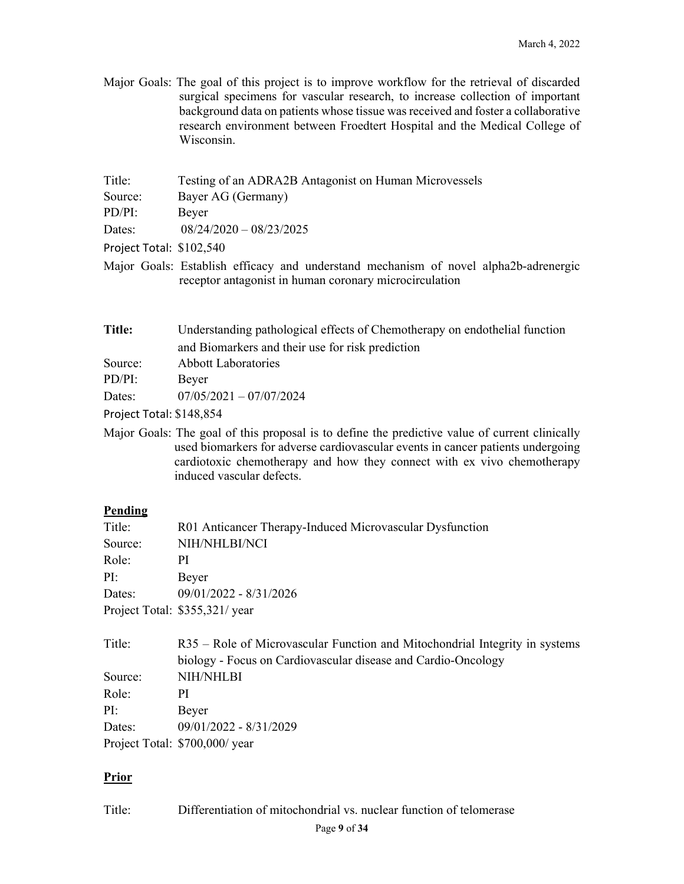Major Goals: The goal of this project is to improve workflow for the retrieval of discarded surgical specimens for vascular research, to increase collection of important background data on patients whose tissue was received and foster a collaborative research environment between Froedtert Hospital and the Medical College of Wisconsin.

Title: Testing of an ADRA2B Antagonist on Human Microvessels
Source: Bayer AG (Germany)
PD/PI: Beyer
Dates: 08/24/2020 – 08/23/2025
Project Total: $102,540
Major Goals: Establish efficacy and understand mechanism of novel alpha2b-adrenergic receptor antagonist in human coronary microcirculation

**Title:** Understanding pathological effects of Chemotherapy on endothelial function and Biomarkers and their use for risk prediction
Source: Abbott Laboratories
PD/PI: Beyer
Dates: 07/05/2021 – 07/07/2024
Project Total: $148,854
Major Goals: The goal of this proposal is to define the predictive value of current clinically used biomarkers for adverse cardiovascular events in cancer patients undergoing cardiotoxic chemotherapy and how they connect with ex vivo chemotherapy induced vascular defects.

**<u>Pending</u>**

Title: R01 Anticancer Therapy-Induced Microvascular Dysfunction
Source: NIH/NHLBI/NCI
Role: PI
PI: Beyer
Dates: 09/01/2022 - 8/31/2026
Project Total: $355,321/ year

Title: R35 – Role of Microvascular Function and Mitochondrial Integrity in systems biology - Focus on Cardiovascular disease and Cardio-Oncology
Source: NIH/NHLBI
Role: PI
PI: Beyer
Dates: 09/01/2022 - 8/31/2029
Project Total: $700,000/ year

**<u>Prior</u>**

Title: Differentiation of mitochondrial vs. nuclear function of telomerase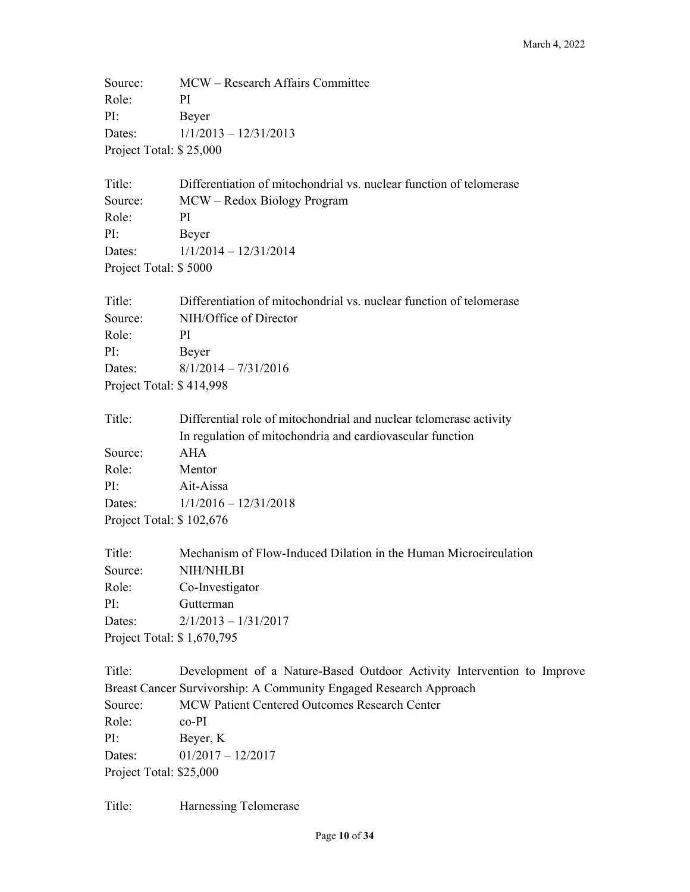Source: MCW – Research Affairs Committee
Role: PI
PI: Beyer
Dates: 1/1/2013 – 12/31/2013
Project Total: $ 25,000

Title: Differentiation of mitochondrial vs. nuclear function of telomerase
Source: MCW – Redox Biology Program
Role: PI
PI: Beyer
Dates: 1/1/2014 – 12/31/2014
Project Total: $ 5000

Title: Differentiation of mitochondrial vs. nuclear function of telomerase
Source: NIH/Office of Director
Role: PI
PI: Beyer
Dates: 8/1/2014 – 7/31/2016
Project Total: $ 414,998

Title: Differential role of mitochondrial and nuclear telomerase activity In regulation of mitochondria and cardiovascular function
Source: AHA
Role: Mentor
PI: Ait-Aissa
Dates: 1/1/2016 – 12/31/2018
Project Total: $ 102,676

Title: Mechanism of Flow-Induced Dilation in the Human Microcirculation
Source: NIH/NHLBI
Role: Co-Investigator
PI: Gutterman
Dates: 2/1/2013 – 1/31/2017
Project Total: $ 1,670,795

Title: Development of a Nature-Based Outdoor Activity Intervention to Improve Breast Cancer Survivorship: A Community Engaged Research Approach
Source: MCW Patient Centered Outcomes Research Center
Role: co-PI
PI: Beyer, K
Dates: 01/2017 – 12/2017
Project Total: $25,000

Title: Harnessing Telomerase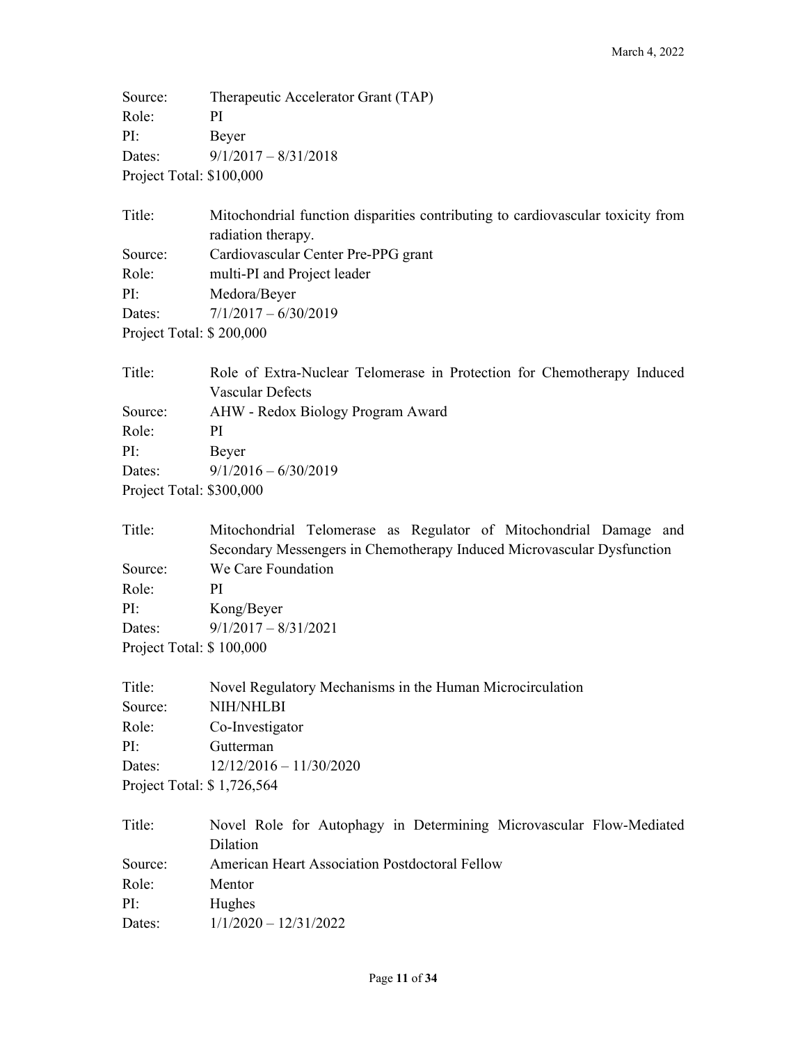Source: Therapeutic Accelerator Grant (TAP)
Role: PI
PI: Beyer
Dates: 9/1/2017 – 8/31/2018
Project Total: $100,000

Title: Mitochondrial function disparities contributing to cardiovascular toxicity from radiation therapy.
Source: Cardiovascular Center Pre-PPG grant
Role: multi-PI and Project leader
PI: Medora/Beyer
Dates: 7/1/2017 – 6/30/2019
Project Total: $ 200,000

Title: Role of Extra-Nuclear Telomerase in Protection for Chemotherapy Induced Vascular Defects
Source: AHW - Redox Biology Program Award
Role: PI
PI: Beyer
Dates: 9/1/2016 – 6/30/2019
Project Total: $300,000

Title: Mitochondrial Telomerase as Regulator of Mitochondrial Damage and Secondary Messengers in Chemotherapy Induced Microvascular Dysfunction
Source: We Care Foundation
Role: PI
PI: Kong/Beyer
Dates: 9/1/2017 – 8/31/2021
Project Total: $ 100,000

Title: Novel Regulatory Mechanisms in the Human Microcirculation
Source: NIH/NHLBI
Role: Co-Investigator
PI: Gutterman
Dates: 12/12/2016 – 11/30/2020
Project Total: $ 1,726,564

Title: Novel Role for Autophagy in Determining Microvascular Flow-Mediated Dilation
Source: American Heart Association Postdoctoral Fellow
Role: Mentor
PI: Hughes
Dates: 1/1/2020 – 12/31/2022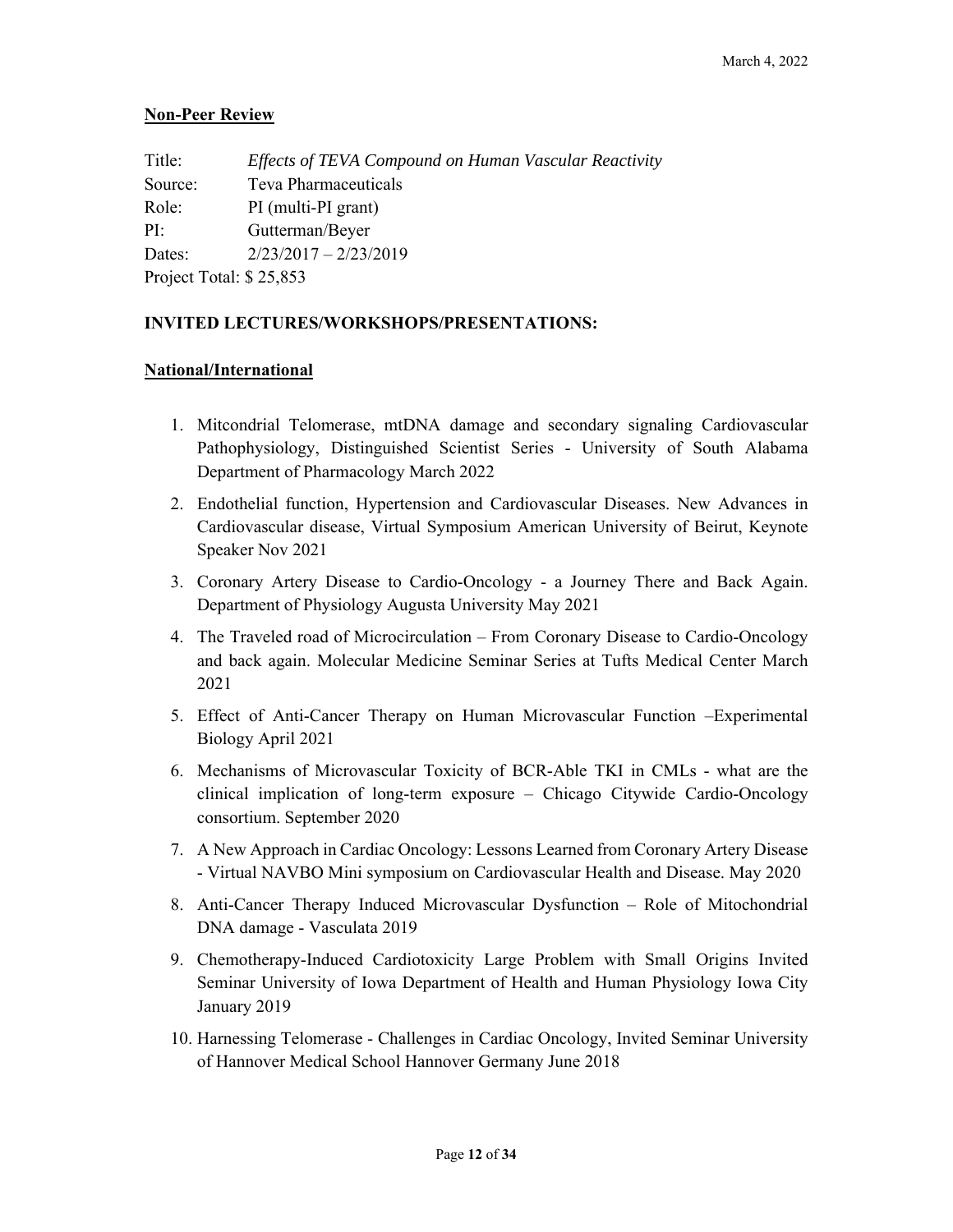**Non-Peer Review**

Title: *Effects of TEVA Compound on Human Vascular Reactivity*
Source: Teva Pharmaceuticals
Role: PI (multi-PI grant)
PI: Gutterman/Beyer
Dates: 2/23/2017 – 2/23/2019
Project Total: $ 25,853

**INVITED LECTURES/WORKSHOPS/PRESENTATIONS:**

**National/International**

1. Mitcondrial Telomerase, mtDNA damage and secondary signaling Cardiovascular Pathophysiology, Distinguished Scientist Series - University of South Alabama Department of Pharmacology March 2022
2. Endothelial function, Hypertension and Cardiovascular Diseases. New Advances in Cardiovascular disease, Virtual Symposium American University of Beirut, Keynote Speaker Nov 2021
3. Coronary Artery Disease to Cardio-Oncology - a Journey There and Back Again. Department of Physiology Augusta University May 2021
4. The Traveled road of Microcirculation – From Coronary Disease to Cardio-Oncology and back again. Molecular Medicine Seminar Series at Tufts Medical Center March 2021
5. Effect of Anti-Cancer Therapy on Human Microvascular Function –Experimental Biology April 2021
6. Mechanisms of Microvascular Toxicity of BCR-Able TKI in CMLs - what are the clinical implication of long-term exposure – Chicago Citywide Cardio-Oncology consortium. September 2020
7. A New Approach in Cardiac Oncology: Lessons Learned from Coronary Artery Disease - Virtual NAVBO Mini symposium on Cardiovascular Health and Disease. May 2020
8. Anti-Cancer Therapy Induced Microvascular Dysfunction – Role of Mitochondrial DNA damage - Vasculata 2019
9. Chemotherapy-Induced Cardiotoxicity Large Problem with Small Origins Invited Seminar University of Iowa Department of Health and Human Physiology Iowa City January 2019
10. Harnessing Telomerase - Challenges in Cardiac Oncology, Invited Seminar University of Hannover Medical School Hannover Germany June 2018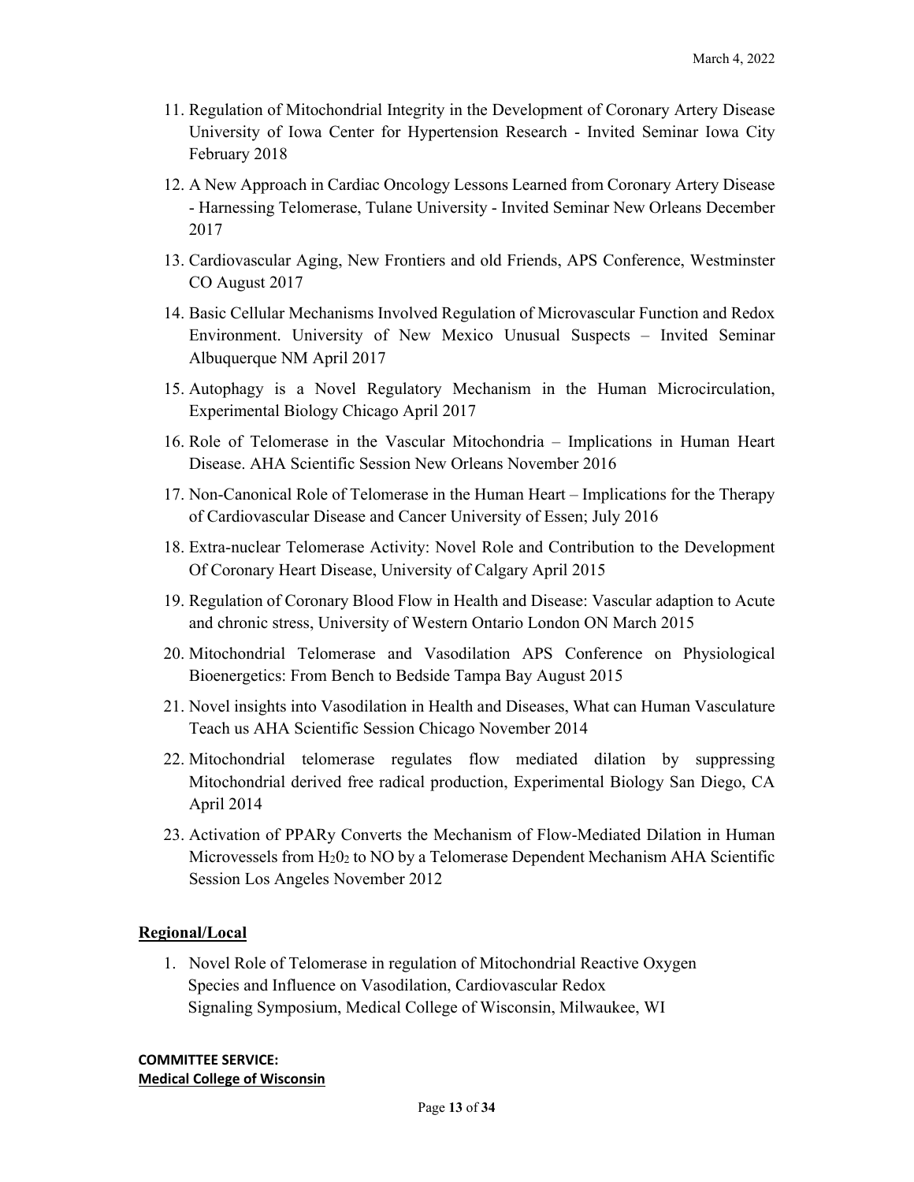11. Regulation of Mitochondrial Integrity in the Development of Coronary Artery Disease University of Iowa Center for Hypertension Research - Invited Seminar Iowa City February 2018

12. A New Approach in Cardiac Oncology Lessons Learned from Coronary Artery Disease - Harnessing Telomerase, Tulane University - Invited Seminar New Orleans December 2017

13. Cardiovascular Aging, New Frontiers and old Friends, APS Conference, Westminster CO August 2017

14. Basic Cellular Mechanisms Involved Regulation of Microvascular Function and Redox Environment. University of New Mexico Unusual Suspects – Invited Seminar Albuquerque NM April 2017

15. Autophagy is a Novel Regulatory Mechanism in the Human Microcirculation, Experimental Biology Chicago April 2017

16. Role of Telomerase in the Vascular Mitochondria – Implications in Human Heart Disease. AHA Scientific Session New Orleans November 2016

17. Non-Canonical Role of Telomerase in the Human Heart – Implications for the Therapy of Cardiovascular Disease and Cancer University of Essen; July 2016

18. Extra-nuclear Telomerase Activity: Novel Role and Contribution to the Development Of Coronary Heart Disease, University of Calgary April 2015

19. Regulation of Coronary Blood Flow in Health and Disease: Vascular adaption to Acute and chronic stress, University of Western Ontario London ON March 2015

20. Mitochondrial Telomerase and Vasodilation APS Conference on Physiological Bioenergetics: From Bench to Bedside Tampa Bay August 2015

21. Novel insights into Vasodilation in Health and Diseases, What can Human Vasculature Teach us AHA Scientific Session Chicago November 2014

22. Mitochondrial telomerase regulates flow mediated dilation by suppressing Mitochondrial derived free radical production, Experimental Biology San Diego, CA April 2014

23. Activation of PPARy Converts the Mechanism of Flow-Mediated Dilation in Human Microvessels from $H_20_2$ to NO by a Telomerase Dependent Mechanism AHA Scientific Session Los Angeles November 2012

## Regional/Local

1. Novel Role of Telomerase in regulation of Mitochondrial Reactive Oxygen Species and Influence on Vasodilation, Cardiovascular Redox Signaling Symposium, Medical College of Wisconsin, Milwaukee, WI

**COMMITTEE SERVICE:**

**Medical College of Wisconsin**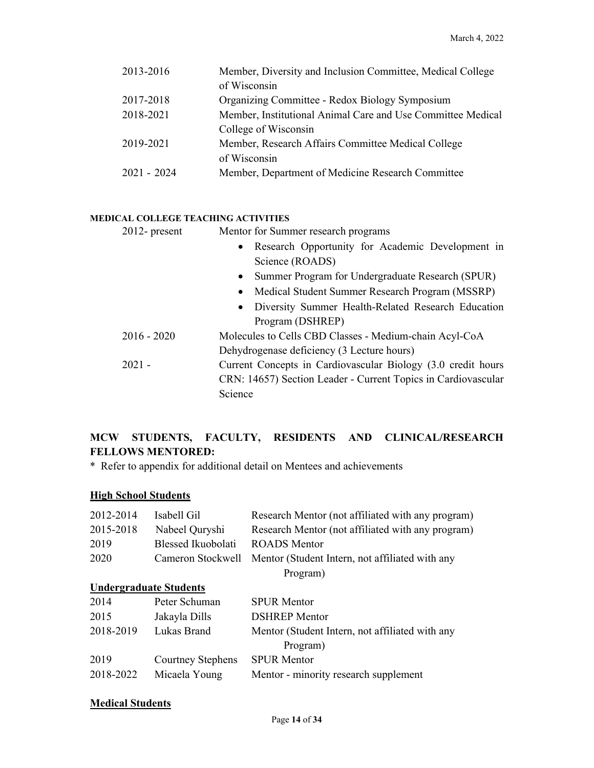| | |
|---|---|
| 2013-2016 | Member, Diversity and Inclusion Committee, Medical College of Wisconsin |
| 2017-2018 | Organizing Committee - Redox Biology Symposium |
| 2018-2021 | Member, Institutional Animal Care and Use Committee Medical College of Wisconsin |
| 2019-2021 | Member, Research Affairs Committee Medical College of Wisconsin |
| 2021 - 2024 | Member, Department of Medicine Research Committee |

#### MEDICAL COLLEGE TEACHING ACTIVITIES

| | |
|---|---|
| 2012- present | Mentor for Summer research programs<br>• Research Opportunity for Academic Development in Science (ROADS)<br>• Summer Program for Undergraduate Research (SPUR)<br>• Medical Student Summer Research Program (MSSRP)<br>• Diversity Summer Health-Related Research Education Program (DSHREP) |
| 2016 - 2020 | Molecules to Cells CBD Classes - Medium-chain Acyl-CoA Dehydrogenase deficiency (3 Lecture hours) |
| 2021 - | Current Concepts in Cardiovascular Biology (3.0 credit hours CRN: 14657) Section Leader - Current Topics in Cardiovascular Science |

## MCW STUDENTS, FACULTY, RESIDENTS AND CLINICAL/RESEARCH FELLOWS MENTORED:

* Refer to appendix for additional detail on Mentees and achievements

### High School Students

| | | |
|---|---|---|
| 2012-2014 | Isabell Gil | Research Mentor (not affiliated with any program) |
| 2015-2018 | Nabeel Quryshi | Research Mentor (not affiliated with any program) |
| 2019 | Blessed Ikuobolati | ROADS Mentor |
| 2020 | Cameron Stockwell | Mentor (Student Intern, not affiliated with any Program) |

### Undergraduate Students

| | | |
|---|---|---|
| 2014 | Peter Schuman | SPUR Mentor |
| 2015 | Jakayla Dills | DSHREP Mentor |
| 2018-2019 | Lukas Brand | Mentor (Student Intern, not affiliated with any Program) |
| 2019 | Courtney Stephens | SPUR Mentor |
| 2018-2022 | Micaela Young | Mentor - minority research supplement |

### Medical Students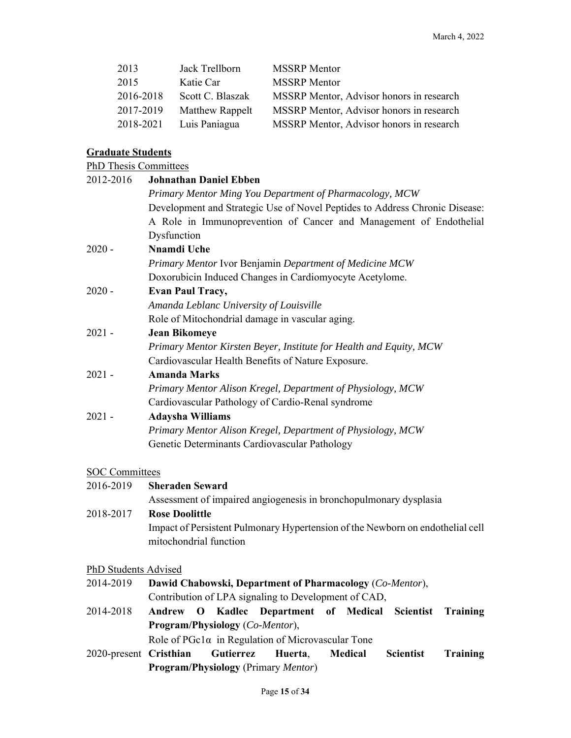| | | |
|---|---|---|
| 2013 | Jack Trellborn | MSSRP Mentor |
| 2015 | Katie Car | MSSRP Mentor |
| 2016-2018 | Scott C. Blaszak | MSSRP Mentor, Advisor honors in research |
| 2017-2019 | Matthew Rappelt | MSSRP Mentor, Advisor honors in research |
| 2018-2021 | Luis Paniagua | MSSRP Mentor, Advisor honors in research |

**Graduate Students**

PhD Thesis Committees

2012-2016 **Johnathan Daniel Ebben**
*Primary Mentor Ming You Department of Pharmacology, MCW*
Development and Strategic Use of Novel Peptides to Address Chronic Disease: A Role in Immunoprevention of Cancer and Management of Endothelial Dysfunction

2020 - **Nnamdi Uche**
*Primary Mentor* Ivor Benjamin *Department of Medicine MCW*
Doxorubicin Induced Changes in Cardiomyocyte Acetylome.

2020 - **Evan Paul Tracy,**
*Amanda Leblanc University of Louisville*
Role of Mitochondrial damage in vascular aging.

2021 - **Jean Bikomeye**
*Primary Mentor Kirsten Beyer, Institute for Health and Equity, MCW*
Cardiovascular Health Benefits of Nature Exposure.

2021 - **Amanda Marks**
*Primary Mentor Alison Kregel, Department of Physiology, MCW*
Cardiovascular Pathology of Cardio-Renal syndrome

2021 - **Adaysha Williams**
*Primary Mentor Alison Kregel, Department of Physiology, MCW*
Genetic Determinants Cardiovascular Pathology

SOC Committees

2016-2019 **Sheraden Seward**
Assessment of impaired angiogenesis in bronchopulmonary dysplasia

2018-2017 **Rose Doolittle**
Impact of Persistent Pulmonary Hypertension of the Newborn on endothelial cell mitochondrial function

PhD Students Advised

2014-2019 **Dawid Chabowski, Department of Pharmacology** (*Co-Mentor*),
Contribution of LPA signaling to Development of CAD,

2014-2018 **Andrew O Kadlec Department of Medical Scientist Training Program/Physiology** (*Co-Mentor*),
Role of PGc1α in Regulation of Microvascular Tone

2020-present **Cristhian Gutierrez Huerta**, **Medical Scientist Training Program/Physiology** (Primary *Mentor*)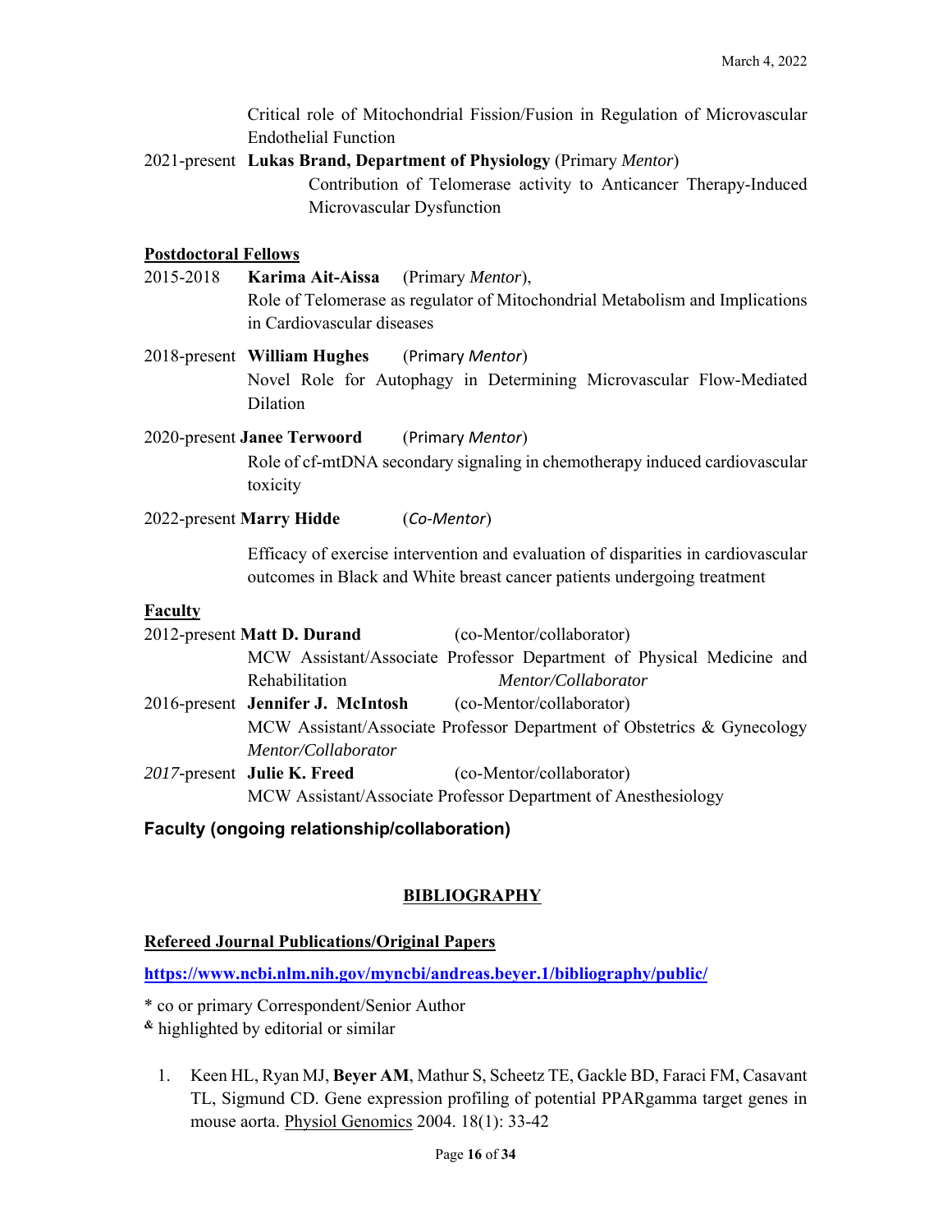Critical role of Mitochondrial Fission/Fusion in Regulation of Microvascular Endothelial Function

2021-present **Lukas Brand, Department of Physiology** (Primary *Mentor*)
Contribution of Telomerase activity to Anticancer Therapy-Induced Microvascular Dysfunction

**Postdoctoral Fellows**

2015-2018 **Karima Ait-Aissa** (Primary *Mentor*),
Role of Telomerase as regulator of Mitochondrial Metabolism and Implications in Cardiovascular diseases

2018-present **William Hughes** (Primary *Mentor*)
Novel Role for Autophagy in Determining Microvascular Flow-Mediated Dilation

2020-present **Janee Terwoord** (Primary *Mentor*)
Role of cf-mtDNA secondary signaling in chemotherapy induced cardiovascular toxicity

2022-present **Marry Hidde** (*Co-Mentor*)

Efficacy of exercise intervention and evaluation of disparities in cardiovascular outcomes in Black and White breast cancer patients undergoing treatment

**Faculty**

2012-present **Matt D. Durand** (co-Mentor/collaborator)
MCW Assistant/Associate Professor Department of Physical Medicine and Rehabilitation *Mentor/Collaborator*

2016-present **Jennifer J. McIntosh** (co-Mentor/collaborator)
MCW Assistant/Associate Professor Department of Obstetrics & Gynecology *Mentor/Collaborator*

*2017*-present **Julie K. Freed** (co-Mentor/collaborator)
MCW Assistant/Associate Professor Department of Anesthesiology

**Faculty (ongoing relationship/collaboration)**

## BIBLIOGRAPHY

**Refereed Journal Publications/Original Papers**

**https://www.ncbi.nlm.nih.gov/myncbi/andreas.beyer.1/bibliography/public/**

* co or primary Correspondent/Senior Author
[&] highlighted by editorial or similar

1. Keen HL, Ryan MJ, **Beyer AM**, Mathur S, Scheetz TE, Gackle BD, Faraci FM, Casavant TL, Sigmund CD. Gene expression profiling of potential PPARgamma target genes in mouse aorta. Physiol Genomics 2004. 18(1): 33-42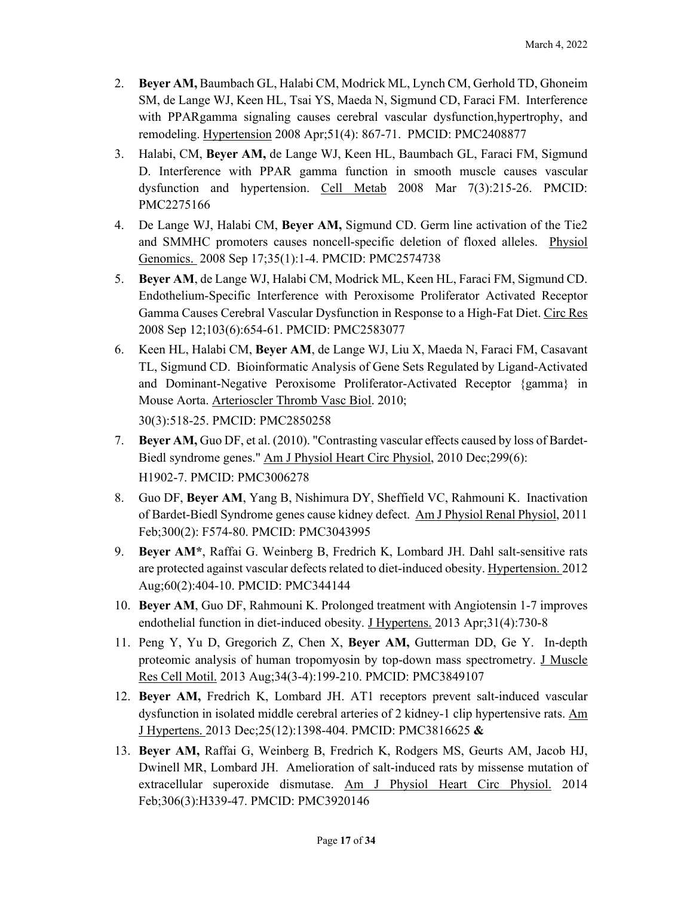2. **Beyer AM,** Baumbach GL, Halabi CM, Modrick ML, Lynch CM, Gerhold TD, Ghoneim SM, de Lange WJ, Keen HL, Tsai YS, Maeda N, Sigmund CD, Faraci FM. Interference with PPARgamma signaling causes cerebral vascular dysfunction,hypertrophy, and remodeling. Hypertension 2008 Apr;51(4): 867-71. PMCID: PMC2408877

3. Halabi, CM, **Beyer AM,** de Lange WJ, Keen HL, Baumbach GL, Faraci FM, Sigmund D. Interference with PPAR gamma function in smooth muscle causes vascular dysfunction and hypertension. Cell Metab 2008 Mar 7(3):215-26. PMCID: PMC2275166

4. De Lange WJ, Halabi CM, **Beyer AM,** Sigmund CD. Germ line activation of the Tie2 and SMMHC promoters causes noncell-specific deletion of floxed alleles. Physiol Genomics. 2008 Sep 17;35(1):1-4. PMCID: PMC2574738

5. **Beyer AM**, de Lange WJ, Halabi CM, Modrick ML, Keen HL, Faraci FM, Sigmund CD. Endothelium-Specific Interference with Peroxisome Proliferator Activated Receptor Gamma Causes Cerebral Vascular Dysfunction in Response to a High-Fat Diet. Circ Res 2008 Sep 12;103(6):654-61. PMCID: PMC2583077

6. Keen HL, Halabi CM, **Beyer AM**, de Lange WJ, Liu X, Maeda N, Faraci FM, Casavant TL, Sigmund CD. Bioinformatic Analysis of Gene Sets Regulated by Ligand-Activated and Dominant-Negative Peroxisome Proliferator-Activated Receptor {gamma} in Mouse Aorta. Arterioscler Thromb Vasc Biol. 2010; 30(3):518-25. PMCID: PMC2850258

7. **Beyer AM,** Guo DF, et al. (2010). "Contrasting vascular effects caused by loss of Bardet-Biedl syndrome genes." Am J Physiol Heart Circ Physiol, 2010 Dec;299(6): H1902-7. PMCID: PMC3006278

8. Guo DF, **Beyer AM**, Yang B, Nishimura DY, Sheffield VC, Rahmouni K. Inactivation of Bardet-Biedl Syndrome genes cause kidney defect. Am J Physiol Renal Physiol, 2011 Feb;300(2): F574-80. PMCID: PMC3043995

9. **Beyer AM***, Raffai G. Weinberg B, Fredrich K, Lombard JH. Dahl salt-sensitive rats are protected against vascular defects related to diet-induced obesity. Hypertension. 2012 Aug;60(2):404-10. PMCID: PMC344144

10. **Beyer AM**, Guo DF, Rahmouni K. Prolonged treatment with Angiotensin 1-7 improves endothelial function in diet-induced obesity. J Hypertens. 2013 Apr;31(4):730-8

11. Peng Y, Yu D, Gregorich Z, Chen X, **Beyer AM,** Gutterman DD, Ge Y. In-depth proteomic analysis of human tropomyosin by top-down mass spectrometry. J Muscle Res Cell Motil. 2013 Aug;34(3-4):199-210. PMCID: PMC3849107

12. **Beyer AM,** Fredrich K, Lombard JH. AT1 receptors prevent salt-induced vascular dysfunction in isolated middle cerebral arteries of 2 kidney-1 clip hypertensive rats. Am J Hypertens. 2013 Dec;25(12):1398-404. PMCID: PMC3816625 **&**

13. **Beyer AM,** Raffai G, Weinberg B, Fredrich K, Rodgers MS, Geurts AM, Jacob HJ, Dwinell MR, Lombard JH. Amelioration of salt-induced rats by missense mutation of extracellular superoxide dismutase. Am J Physiol Heart Circ Physiol. 2014 Feb;306(3):H339-47. PMCID: PMC3920146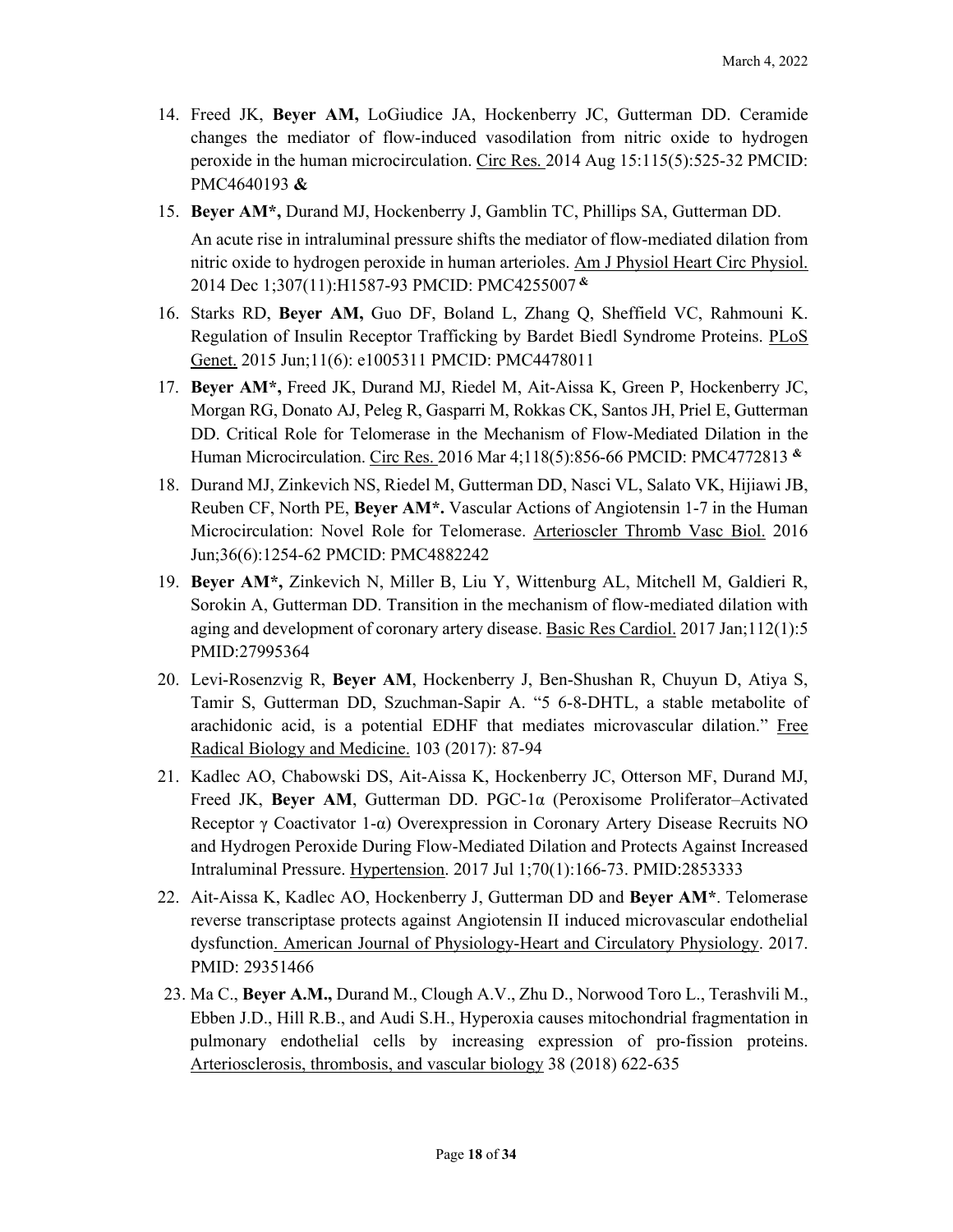14. Freed JK, **Beyer AM,** LoGiudice JA, Hockenberry JC, Gutterman DD. Ceramide changes the mediator of flow-induced vasodilation from nitric oxide to hydrogen peroxide in the human microcirculation. Circ Res. 2014 Aug 15:115(5):525-32 PMCID: PMC4640193 **&**

15. **Beyer AM\*,** Durand MJ, Hockenberry J, Gamblin TC, Phillips SA, Gutterman DD.

    An acute rise in intraluminal pressure shifts the mediator of flow-mediated dilation from nitric oxide to hydrogen peroxide in human arterioles. Am J Physiol Heart Circ Physiol. 2014 Dec 1;307(11):H1587-93 PMCID: PMC4255007 **&**

16. Starks RD, **Beyer AM,** Guo DF, Boland L, Zhang Q, Sheffield VC, Rahmouni K. Regulation of Insulin Receptor Trafficking by Bardet Biedl Syndrome Proteins. PLoS Genet. 2015 Jun;11(6): e1005311 PMCID: PMC4478011

17. **Beyer AM\*,** Freed JK, Durand MJ, Riedel M, Ait-Aissa K, Green P, Hockenberry JC, Morgan RG, Donato AJ, Peleg R, Gasparri M, Rokkas CK, Santos JH, Priel E, Gutterman DD. Critical Role for Telomerase in the Mechanism of Flow-Mediated Dilation in the Human Microcirculation. Circ Res. 2016 Mar 4;118(5):856-66 PMCID: PMC4772813 **&**

18. Durand MJ, Zinkevich NS, Riedel M, Gutterman DD, Nasci VL, Salato VK, Hijiawi JB, Reuben CF, North PE, **Beyer AM\*.** Vascular Actions of Angiotensin 1-7 in the Human Microcirculation: Novel Role for Telomerase. Arterioscler Thromb Vasc Biol. 2016 Jun;36(6):1254-62 PMCID: PMC4882242

19. **Beyer AM\*,** Zinkevich N, Miller B, Liu Y, Wittenburg AL, Mitchell M, Galdieri R, Sorokin A, Gutterman DD. Transition in the mechanism of flow-mediated dilation with aging and development of coronary artery disease. Basic Res Cardiol. 2017 Jan;112(1):5 PMID:27995364

20. Levi-Rosenzvig R, **Beyer AM**, Hockenberry J, Ben-Shushan R, Chuyun D, Atiya S, Tamir S, Gutterman DD, Szuchman-Sapir A. "5 6-8-DHTL, a stable metabolite of arachidonic acid, is a potential EDHF that mediates microvascular dilation." Free Radical Biology and Medicine. 103 (2017): 87-94

21. Kadlec AO, Chabowski DS, Ait-Aissa K, Hockenberry JC, Otterson MF, Durand MJ, Freed JK, **Beyer AM**, Gutterman DD. PGC-1α (Peroxisome Proliferator–Activated Receptor γ Coactivator 1-α) Overexpression in Coronary Artery Disease Recruits NO and Hydrogen Peroxide During Flow-Mediated Dilation and Protects Against Increased Intraluminal Pressure. Hypertension. 2017 Jul 1;70(1):166-73. PMID:2853333

22. Ait-Aissa K, Kadlec AO, Hockenberry J, Gutterman DD and **Beyer AM\***. Telomerase reverse transcriptase protects against Angiotensin II induced microvascular endothelial dysfunction. American Journal of Physiology-Heart and Circulatory Physiology. 2017. PMID: 29351466

23. Ma C., **Beyer A.M.,** Durand M., Clough A.V., Zhu D., Norwood Toro L., Terashvili M., Ebben J.D., Hill R.B., and Audi S.H., Hyperoxia causes mitochondrial fragmentation in pulmonary endothelial cells by increasing expression of pro-fission proteins. Arteriosclerosis, thrombosis, and vascular biology 38 (2018) 622-635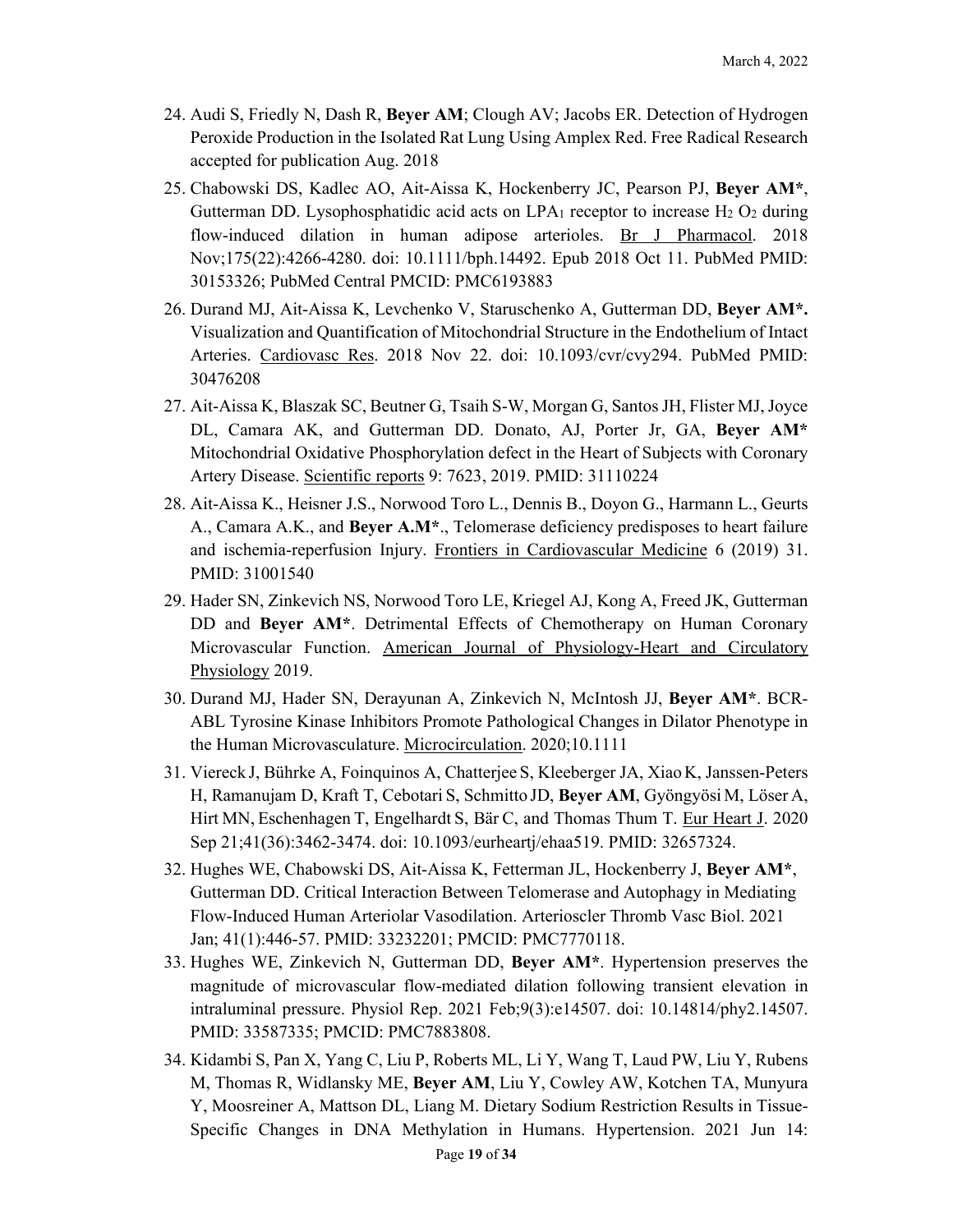24. Audi S, Friedly N, Dash R, **Beyer AM**; Clough AV; Jacobs ER. Detection of Hydrogen Peroxide Production in the Isolated Rat Lung Using Amplex Red. Free Radical Research accepted for publication Aug. 2018
25. Chabowski DS, Kadlec AO, Ait-Aissa K, Hockenberry JC, Pearson PJ, **Beyer AM***, Gutterman DD. Lysophosphatidic acid acts on $LPA_1$ receptor to increase $H_2O_2$ during flow-induced dilation in human adipose arterioles. Br J Pharmacol. 2018 Nov;175(22):4266-4280. doi: 10.1111/bph.14492. Epub 2018 Oct 11. PubMed PMID: 30153326; PubMed Central PMCID: PMC6193883
26. Durand MJ, Ait-Aissa K, Levchenko V, Staruschenko A, Gutterman DD, **Beyer AM*.** Visualization and Quantification of Mitochondrial Structure in the Endothelium of Intact Arteries. Cardiovasc Res. 2018 Nov 22. doi: 10.1093/cvr/cvy294. PubMed PMID: 30476208
27. Ait-Aissa K, Blaszak SC, Beutner G, Tsaih S-W, Morgan G, Santos JH, Flister MJ, Joyce DL, Camara AK, and Gutterman DD. Donato, AJ, Porter Jr, GA, **Beyer AM*** Mitochondrial Oxidative Phosphorylation defect in the Heart of Subjects with Coronary Artery Disease. Scientific reports 9: 7623, 2019. PMID: 31110224
28. Ait-Aissa K., Heisner J.S., Norwood Toro L., Dennis B., Doyon G., Harmann L., Geurts A., Camara A.K., and **Beyer A.M***., Telomerase deficiency predisposes to heart failure and ischemia-reperfusion Injury. Frontiers in Cardiovascular Medicine 6 (2019) 31. PMID: 31001540
29. Hader SN, Zinkevich NS, Norwood Toro LE, Kriegel AJ, Kong A, Freed JK, Gutterman DD and **Beyer AM***. Detrimental Effects of Chemotherapy on Human Coronary Microvascular Function. American Journal of Physiology-Heart and Circulatory Physiology 2019.
30. Durand MJ, Hader SN, Derayunan A, Zinkevich N, McIntosh JJ, **Beyer AM***. BCR-ABL Tyrosine Kinase Inhibitors Promote Pathological Changes in Dilator Phenotype in the Human Microvasculature. Microcirculation. 2020;10.1111
31. Viereck J, Bührke A, Foinquinos A, Chatterjee S, Kleeberger JA, Xiao K, Janssen-Peters H, Ramanujam D, Kraft T, Cebotari S, Schmitto JD, **Beyer AM**, Gyöngyösi M, Löser A, Hirt MN, Eschenhagen T, Engelhardt S, Bär C, and Thomas Thum T. Eur Heart J. 2020 Sep 21;41(36):3462-3474. doi: 10.1093/eurheartj/ehaa519. PMID: 32657324.
32. Hughes WE, Chabowski DS, Ait-Aissa K, Fetterman JL, Hockenberry J, **Beyer AM***, Gutterman DD. Critical Interaction Between Telomerase and Autophagy in Mediating Flow-Induced Human Arteriolar Vasodilation. Arterioscler Thromb Vasc Biol. 2021 Jan; 41(1):446-57. PMID: 33232201; PMCID: PMC7770118.
33. Hughes WE, Zinkevich N, Gutterman DD, **Beyer AM***. Hypertension preserves the magnitude of microvascular flow-mediated dilation following transient elevation in intraluminal pressure. Physiol Rep. 2021 Feb;9(3):e14507. doi: 10.14814/phy2.14507. PMID: 33587335; PMCID: PMC7883808.
34. Kidambi S, Pan X, Yang C, Liu P, Roberts ML, Li Y, Wang T, Laud PW, Liu Y, Rubens M, Thomas R, Widlansky ME, **Beyer AM**, Liu Y, Cowley AW, Kotchen TA, Munyura Y, Moosreiner A, Mattson DL, Liang M. Dietary Sodium Restriction Results in Tissue-Specific Changes in DNA Methylation in Humans. Hypertension. 2021 Jun 14: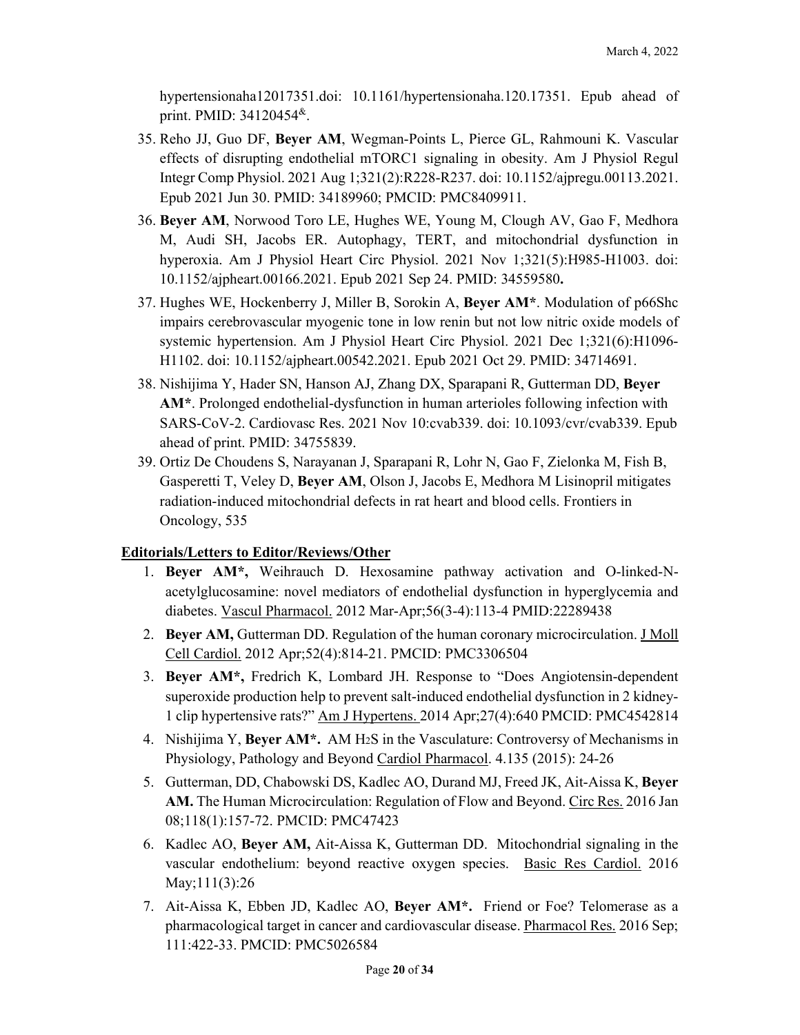hypertensionaha12017351.doi: 10.1161/hypertensionaha.120.17351. Epub ahead of print. PMID: 34120454[&].

35. Reho JJ, Guo DF, **Beyer AM**, Wegman-Points L, Pierce GL, Rahmouni K. Vascular effects of disrupting endothelial mTORC1 signaling in obesity. Am J Physiol Regul Integr Comp Physiol. 2021 Aug 1;321(2):R228-R237. doi: 10.1152/ajpregu.00113.2021. Epub 2021 Jun 30. PMID: 34189960; PMCID: PMC8409911.
36. **Beyer AM**, Norwood Toro LE, Hughes WE, Young M, Clough AV, Gao F, Medhora M, Audi SH, Jacobs ER. Autophagy, TERT, and mitochondrial dysfunction in hyperoxia. Am J Physiol Heart Circ Physiol. 2021 Nov 1;321(5):H985-H1003. doi: 10.1152/ajpheart.00166.2021. Epub 2021 Sep 24. PMID: 34559580**.**
37. Hughes WE, Hockenberry J, Miller B, Sorokin A, **Beyer AM\***. Modulation of p66Shc impairs cerebrovascular myogenic tone in low renin but not low nitric oxide models of systemic hypertension. Am J Physiol Heart Circ Physiol. 2021 Dec 1;321(6):H1096-H1102. doi: 10.1152/ajpheart.00542.2021. Epub 2021 Oct 29. PMID: 34714691.
38. Nishijima Y, Hader SN, Hanson AJ, Zhang DX, Sparapani R, Gutterman DD, **Beyer AM\***. Prolonged endothelial-dysfunction in human arterioles following infection with SARS-CoV-2. Cardiovasc Res. 2021 Nov 10:cvab339. doi: 10.1093/cvr/cvab339. Epub ahead of print. PMID: 34755839.
39. Ortiz De Choudens S, Narayanan J, Sparapani R, Lohr N, Gao F, Zielonka M, Fish B, Gasperetti T, Veley D, **Beyer AM**, Olson J, Jacobs E, Medhora M Lisinopril mitigates radiation-induced mitochondrial defects in rat heart and blood cells. Frontiers in Oncology, 535

**<u>Editorials/Letters to Editor/Reviews/Other</u>**

1. **Beyer AM\*,** Weihrauch D. Hexosamine pathway activation and O-linked-N-acetylglucosamine: novel mediators of endothelial dysfunction in hyperglycemia and diabetes. <u>Vascul Pharmacol.</u> 2012 Mar-Apr;56(3-4):113-4 PMID:22289438
2. **Beyer AM,** Gutterman DD. Regulation of the human coronary microcirculation. <u>J Moll Cell Cardiol.</u> 2012 Apr;52(4):814-21. PMCID: PMC3306504
3. **Beyer AM\*,** Fredrich K, Lombard JH. Response to "Does Angiotensin-dependent superoxide production help to prevent salt-induced endothelial dysfunction in 2 kidney-1 clip hypertensive rats?" <u>Am J Hypertens.</u> 2014 Apr;27(4):640 PMCID: PMC4542814
4. Nishijima Y, **Beyer AM\*.** AM $H_2S$ in the Vasculature: Controversy of Mechanisms in Physiology, Pathology and Beyond <u>Cardiol Pharmacol</u>. 4.135 (2015): 24-26
5. Gutterman, DD, Chabowski DS, Kadlec AO, Durand MJ, Freed JK, Ait-Aissa K, **Beyer AM.** The Human Microcirculation: Regulation of Flow and Beyond. <u>Circ Res.</u> 2016 Jan 08;118(1):157-72. PMCID: PMC47423
6. Kadlec AO, **Beyer AM,** Ait-Aissa K, Gutterman DD. Mitochondrial signaling in the vascular endothelium: beyond reactive oxygen species. <u>Basic Res Cardiol.</u> 2016 May;111(3):26
7. Ait-Aissa K, Ebben JD, Kadlec AO, **Beyer AM\*.** Friend or Foe? Telomerase as a pharmacological target in cancer and cardiovascular disease. <u>Pharmacol Res.</u> 2016 Sep; 111:422-33. PMCID: PMC5026584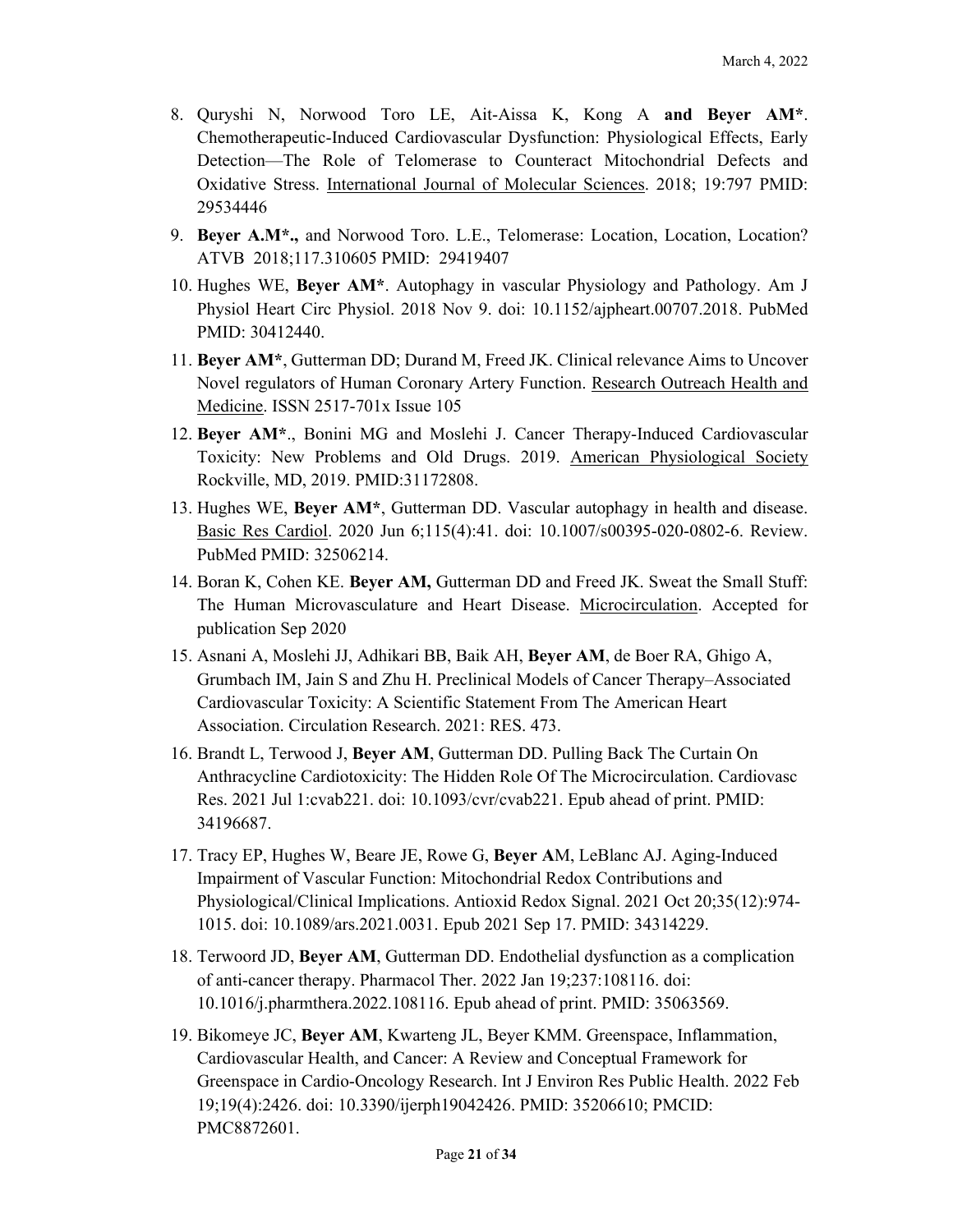8. Quryshi N, Norwood Toro LE, Ait-Aissa K, Kong A **and Beyer AM***. Chemotherapeutic-Induced Cardiovascular Dysfunction: Physiological Effects, Early Detection—The Role of Telomerase to Counteract Mitochondrial Defects and Oxidative Stress. International Journal of Molecular Sciences. 2018; 19:797 PMID: 29534446

9. **Beyer A.M*.,** and Norwood Toro. L.E., Telomerase: Location, Location, Location? ATVB 2018;117.310605 PMID: 29419407

10. Hughes WE, **Beyer AM***. Autophagy in vascular Physiology and Pathology. Am J Physiol Heart Circ Physiol. 2018 Nov 9. doi: 10.1152/ajpheart.00707.2018. PubMed PMID: 30412440.

11. **Beyer AM***, Gutterman DD; Durand M, Freed JK. Clinical relevance Aims to Uncover Novel regulators of Human Coronary Artery Function. Research Outreach Health and Medicine. ISSN 2517-701x Issue 105

12. **Beyer AM***., Bonini MG and Moslehi J. Cancer Therapy-Induced Cardiovascular Toxicity: New Problems and Old Drugs. 2019. American Physiological Society Rockville, MD, 2019. PMID:31172808.

13. Hughes WE, **Beyer AM***, Gutterman DD. Vascular autophagy in health and disease. Basic Res Cardiol. 2020 Jun 6;115(4):41. doi: 10.1007/s00395-020-0802-6. Review. PubMed PMID: 32506214.

14. Boran K, Cohen KE. **Beyer AM,** Gutterman DD and Freed JK. Sweat the Small Stuff: The Human Microvasculature and Heart Disease. Microcirculation. Accepted for publication Sep 2020

15. Asnani A, Moslehi JJ, Adhikari BB, Baik AH, **Beyer AM**, de Boer RA, Ghigo A, Grumbach IM, Jain S and Zhu H. Preclinical Models of Cancer Therapy–Associated Cardiovascular Toxicity: A Scientific Statement From The American Heart Association. Circulation Research. 2021: RES. 473.

16. Brandt L, Terwood J, **Beyer AM**, Gutterman DD. Pulling Back The Curtain On Anthracycline Cardiotoxicity: The Hidden Role Of The Microcirculation. Cardiovasc Res. 2021 Jul 1:cvab221. doi: 10.1093/cvr/cvab221. Epub ahead of print. PMID: 34196687.

17. Tracy EP, Hughes W, Beare JE, Rowe G, **Beyer A**M, LeBlanc AJ. Aging-Induced Impairment of Vascular Function: Mitochondrial Redox Contributions and Physiological/Clinical Implications. Antioxid Redox Signal. 2021 Oct 20;35(12):974-1015. doi: 10.1089/ars.2021.0031. Epub 2021 Sep 17. PMID: 34314229.

18. Terwoord JD, **Beyer AM**, Gutterman DD. Endothelial dysfunction as a complication of anti-cancer therapy. Pharmacol Ther. 2022 Jan 19;237:108116. doi: 10.1016/j.pharmthera.2022.108116. Epub ahead of print. PMID: 35063569.

19. Bikomeye JC, **Beyer AM**, Kwarteng JL, Beyer KMM. Greenspace, Inflammation, Cardiovascular Health, and Cancer: A Review and Conceptual Framework for Greenspace in Cardio-Oncology Research. Int J Environ Res Public Health. 2022 Feb 19;19(4):2426. doi: 10.3390/ijerph19042426. PMID: 35206610; PMCID: PMC8872601.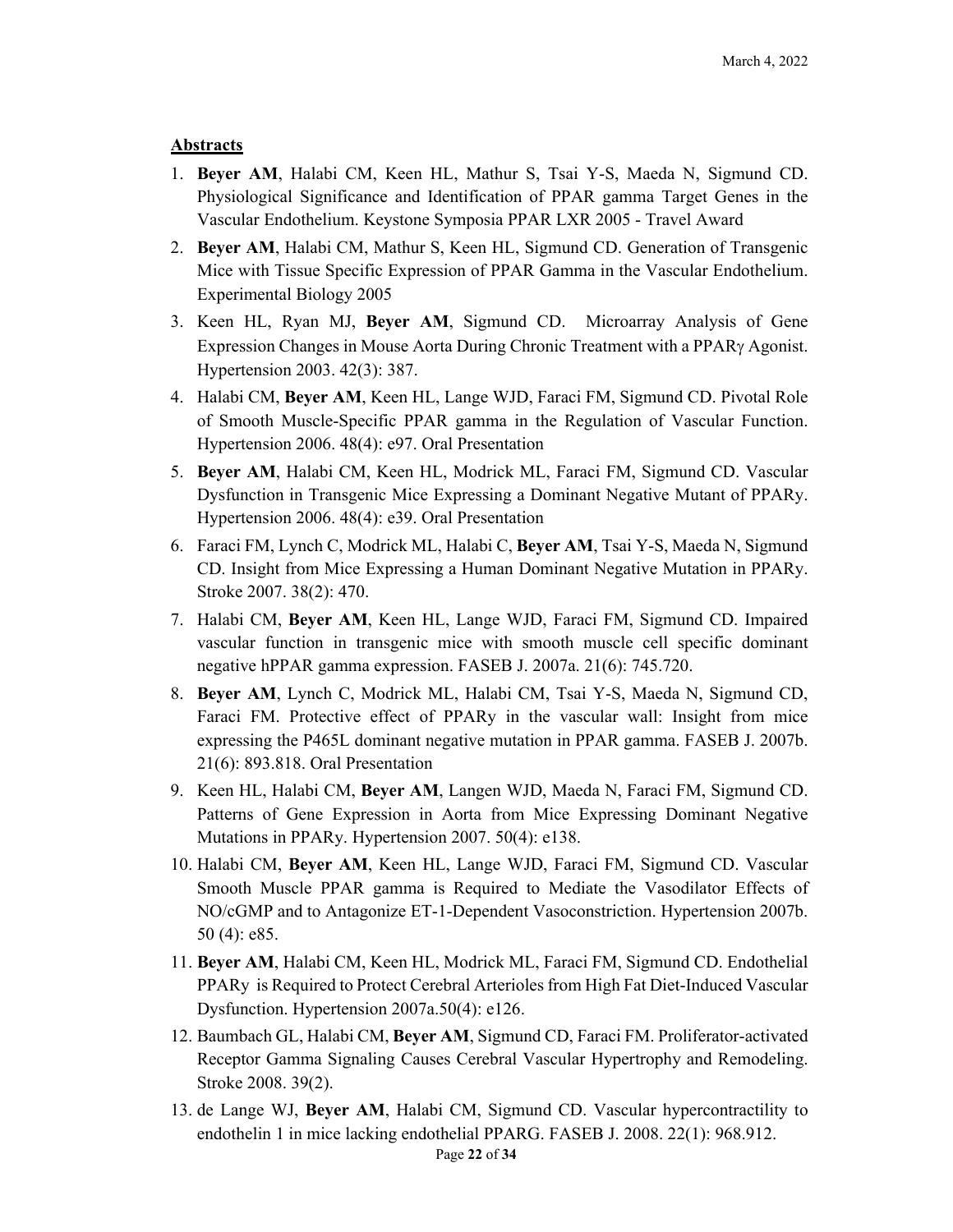**Abstracts**

1. **Beyer AM**, Halabi CM, Keen HL, Mathur S, Tsai Y-S, Maeda N, Sigmund CD. Physiological Significance and Identification of PPAR gamma Target Genes in the Vascular Endothelium. Keystone Symposia PPAR LXR 2005 - Travel Award
2. **Beyer AM**, Halabi CM, Mathur S, Keen HL, Sigmund CD. Generation of Transgenic Mice with Tissue Specific Expression of PPAR Gamma in the Vascular Endothelium. Experimental Biology 2005
3. Keen HL, Ryan MJ, **Beyer AM**, Sigmund CD. Microarray Analysis of Gene Expression Changes in Mouse Aorta During Chronic Treatment with a PPARγ Agonist. Hypertension 2003. 42(3): 387.
4. Halabi CM, **Beyer AM**, Keen HL, Lange WJD, Faraci FM, Sigmund CD. Pivotal Role of Smooth Muscle-Specific PPAR gamma in the Regulation of Vascular Function. Hypertension 2006. 48(4): e97. Oral Presentation
5. **Beyer AM**, Halabi CM, Keen HL, Modrick ML, Faraci FM, Sigmund CD. Vascular Dysfunction in Transgenic Mice Expressing a Dominant Negative Mutant of PPARy. Hypertension 2006. 48(4): e39. Oral Presentation
6. Faraci FM, Lynch C, Modrick ML, Halabi C, **Beyer AM**, Tsai Y-S, Maeda N, Sigmund CD. Insight from Mice Expressing a Human Dominant Negative Mutation in PPARy. Stroke 2007. 38(2): 470.
7. Halabi CM, **Beyer AM**, Keen HL, Lange WJD, Faraci FM, Sigmund CD. Impaired vascular function in transgenic mice with smooth muscle cell specific dominant negative hPPAR gamma expression. FASEB J. 2007a. 21(6): 745.720.
8. **Beyer AM**, Lynch C, Modrick ML, Halabi CM, Tsai Y-S, Maeda N, Sigmund CD, Faraci FM. Protective effect of PPARy in the vascular wall: Insight from mice expressing the P465L dominant negative mutation in PPAR gamma. FASEB J. 2007b. 21(6): 893.818. Oral Presentation
9. Keen HL, Halabi CM, **Beyer AM**, Langen WJD, Maeda N, Faraci FM, Sigmund CD. Patterns of Gene Expression in Aorta from Mice Expressing Dominant Negative Mutations in PPARy. Hypertension 2007. 50(4): e138.
10. Halabi CM, **Beyer AM**, Keen HL, Lange WJD, Faraci FM, Sigmund CD. Vascular Smooth Muscle PPAR gamma is Required to Mediate the Vasodilator Effects of NO/cGMP and to Antagonize ET-1-Dependent Vasoconstriction. Hypertension 2007b. 50 (4): e85.
11. **Beyer AM**, Halabi CM, Keen HL, Modrick ML, Faraci FM, Sigmund CD. Endothelial PPARy is Required to Protect Cerebral Arterioles from High Fat Diet-Induced Vascular Dysfunction. Hypertension 2007a.50(4): e126.
12. Baumbach GL, Halabi CM, **Beyer AM**, Sigmund CD, Faraci FM. Proliferator-activated Receptor Gamma Signaling Causes Cerebral Vascular Hypertrophy and Remodeling. Stroke 2008. 39(2).
13. de Lange WJ, **Beyer AM**, Halabi CM, Sigmund CD. Vascular hypercontractility to endothelin 1 in mice lacking endothelial PPARG. FASEB J. 2008. 22(1): 968.912.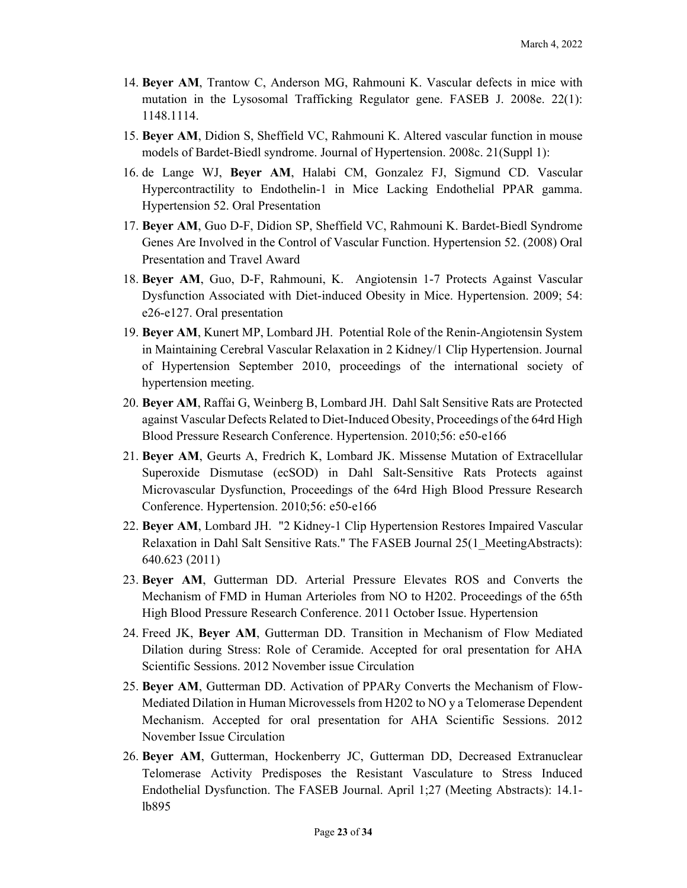14. **Beyer AM**, Trantow C, Anderson MG, Rahmouni K. Vascular defects in mice with mutation in the Lysosomal Trafficking Regulator gene. FASEB J. 2008e. 22(1): 1148.1114.
15. **Beyer AM**, Didion S, Sheffield VC, Rahmouni K. Altered vascular function in mouse models of Bardet-Biedl syndrome. Journal of Hypertension. 2008c. 21(Suppl 1):
16. de Lange WJ, **Beyer AM**, Halabi CM, Gonzalez FJ, Sigmund CD. Vascular Hypercontractility to Endothelin-1 in Mice Lacking Endothelial PPAR gamma. Hypertension 52. Oral Presentation
17. **Beyer AM**, Guo D-F, Didion SP, Sheffield VC, Rahmouni K. Bardet-Biedl Syndrome Genes Are Involved in the Control of Vascular Function. Hypertension 52. (2008) Oral Presentation and Travel Award
18. **Beyer AM**, Guo, D-F, Rahmouni, K. Angiotensin 1-7 Protects Against Vascular Dysfunction Associated with Diet-induced Obesity in Mice. Hypertension. 2009; 54: e26-e127. Oral presentation
19. **Beyer AM**, Kunert MP, Lombard JH. Potential Role of the Renin-Angiotensin System in Maintaining Cerebral Vascular Relaxation in 2 Kidney/1 Clip Hypertension. Journal of Hypertension September 2010, proceedings of the international society of hypertension meeting.
20. **Beyer AM**, Raffai G, Weinberg B, Lombard JH. Dahl Salt Sensitive Rats are Protected against Vascular Defects Related to Diet-Induced Obesity, Proceedings of the 64rd High Blood Pressure Research Conference. Hypertension. 2010;56: e50-e166
21. **Beyer AM**, Geurts A, Fredrich K, Lombard JK. Missense Mutation of Extracellular Superoxide Dismutase (ecSOD) in Dahl Salt-Sensitive Rats Protects against Microvascular Dysfunction, Proceedings of the 64rd High Blood Pressure Research Conference. Hypertension. 2010;56: e50-e166
22. **Beyer AM**, Lombard JH. "2 Kidney-1 Clip Hypertension Restores Impaired Vascular Relaxation in Dahl Salt Sensitive Rats." The FASEB Journal 25(1_MeetingAbstracts): 640.623 (2011)
23. **Beyer AM**, Gutterman DD. Arterial Pressure Elevates ROS and Converts the Mechanism of FMD in Human Arterioles from NO to H202. Proceedings of the 65th High Blood Pressure Research Conference. 2011 October Issue. Hypertension
24. Freed JK, **Beyer AM**, Gutterman DD. Transition in Mechanism of Flow Mediated Dilation during Stress: Role of Ceramide. Accepted for oral presentation for AHA Scientific Sessions. 2012 November issue Circulation
25. **Beyer AM**, Gutterman DD. Activation of PPARy Converts the Mechanism of Flow-Mediated Dilation in Human Microvessels from H202 to NO y a Telomerase Dependent Mechanism. Accepted for oral presentation for AHA Scientific Sessions. 2012 November Issue Circulation
26. **Beyer AM**, Gutterman, Hockenberry JC, Gutterman DD, Decreased Extranuclear Telomerase Activity Predisposes the Resistant Vasculature to Stress Induced Endothelial Dysfunction. The FASEB Journal. April 1;27 (Meeting Abstracts): 14.1-lb895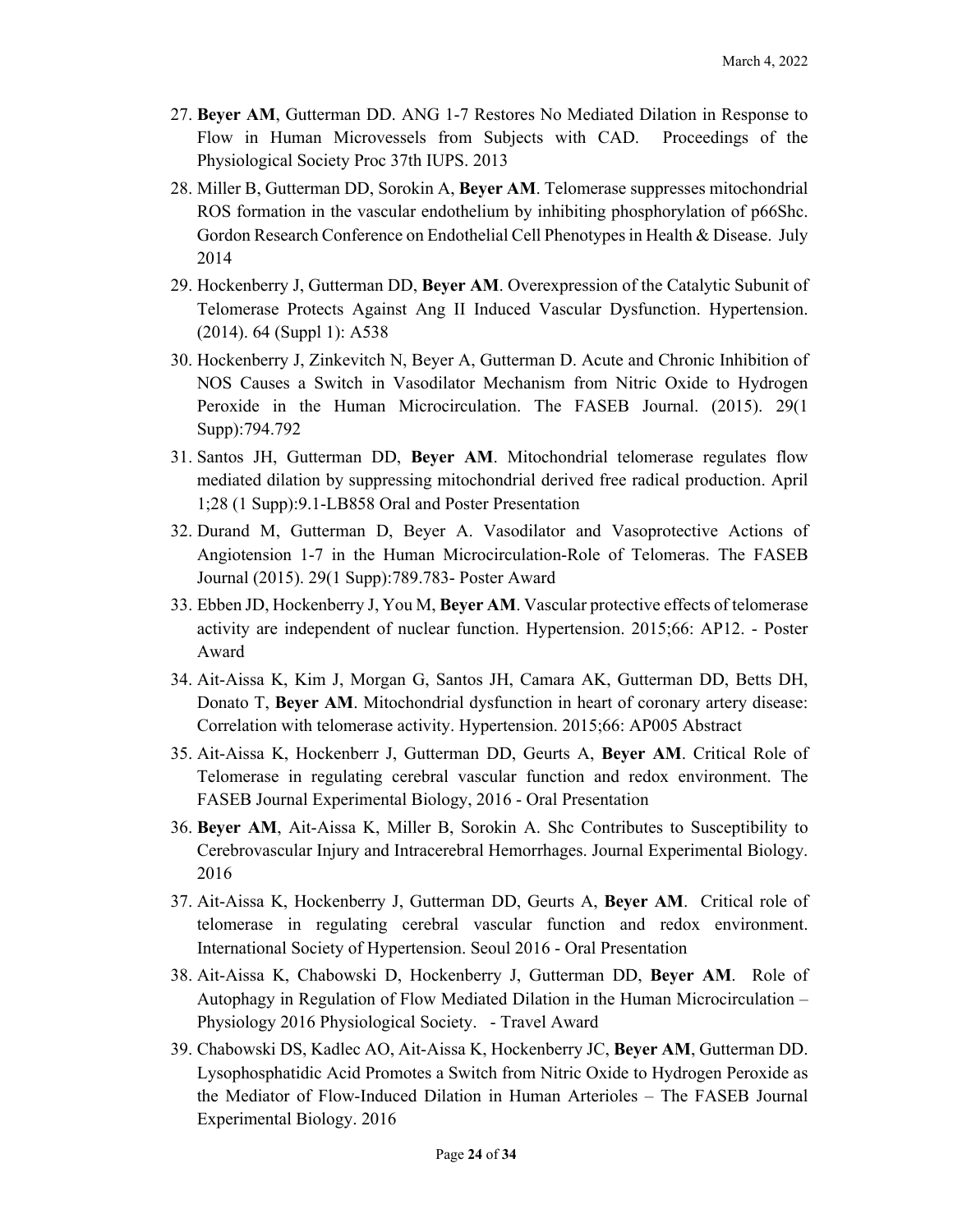27. **Beyer AM**, Gutterman DD. ANG 1-7 Restores No Mediated Dilation in Response to Flow in Human Microvessels from Subjects with CAD. Proceedings of the Physiological Society Proc 37th IUPS. 2013
28. Miller B, Gutterman DD, Sorokin A, **Beyer AM**. Telomerase suppresses mitochondrial ROS formation in the vascular endothelium by inhibiting phosphorylation of p66Shc. Gordon Research Conference on Endothelial Cell Phenotypes in Health & Disease. July 2014
29. Hockenberry J, Gutterman DD, **Beyer AM**. Overexpression of the Catalytic Subunit of Telomerase Protects Against Ang II Induced Vascular Dysfunction. Hypertension. (2014). 64 (Suppl 1): A538
30. Hockenberry J, Zinkevitch N, Beyer A, Gutterman D. Acute and Chronic Inhibition of NOS Causes a Switch in Vasodilator Mechanism from Nitric Oxide to Hydrogen Peroxide in the Human Microcirculation. The FASEB Journal. (2015). 29(1 Supp):794.792
31. Santos JH, Gutterman DD, **Beyer AM**. Mitochondrial telomerase regulates flow mediated dilation by suppressing mitochondrial derived free radical production. April 1;28 (1 Supp):9.1-LB858 Oral and Poster Presentation
32. Durand M, Gutterman D, Beyer A. Vasodilator and Vasoprotective Actions of Angiotension 1-7 in the Human Microcirculation-Role of Telomeras. The FASEB Journal (2015). 29(1 Supp):789.783- Poster Award
33. Ebben JD, Hockenberry J, You M, **Beyer AM**. Vascular protective effects of telomerase activity are independent of nuclear function. Hypertension. 2015;66: AP12. - Poster Award
34. Ait-Aissa K, Kim J, Morgan G, Santos JH, Camara AK, Gutterman DD, Betts DH, Donato T, **Beyer AM**. Mitochondrial dysfunction in heart of coronary artery disease: Correlation with telomerase activity. Hypertension. 2015;66: AP005 Abstract
35. Ait-Aissa K, Hockenberr J, Gutterman DD, Geurts A, **Beyer AM**. Critical Role of Telomerase in regulating cerebral vascular function and redox environment. The FASEB Journal Experimental Biology, 2016 - Oral Presentation
36. **Beyer AM**, Ait-Aissa K, Miller B, Sorokin A. Shc Contributes to Susceptibility to Cerebrovascular Injury and Intracerebral Hemorrhages. Journal Experimental Biology. 2016
37. Ait-Aissa K, Hockenberry J, Gutterman DD, Geurts A, **Beyer AM**. Critical role of telomerase in regulating cerebral vascular function and redox environment. International Society of Hypertension. Seoul 2016 - Oral Presentation
38. Ait-Aissa K, Chabowski D, Hockenberry J, Gutterman DD, **Beyer AM**. Role of Autophagy in Regulation of Flow Mediated Dilation in the Human Microcirculation – Physiology 2016 Physiological Society. - Travel Award
39. Chabowski DS, Kadlec AO, Ait-Aissa K, Hockenberry JC, **Beyer AM**, Gutterman DD. Lysophosphatidic Acid Promotes a Switch from Nitric Oxide to Hydrogen Peroxide as the Mediator of Flow-Induced Dilation in Human Arterioles – The FASEB Journal Experimental Biology. 2016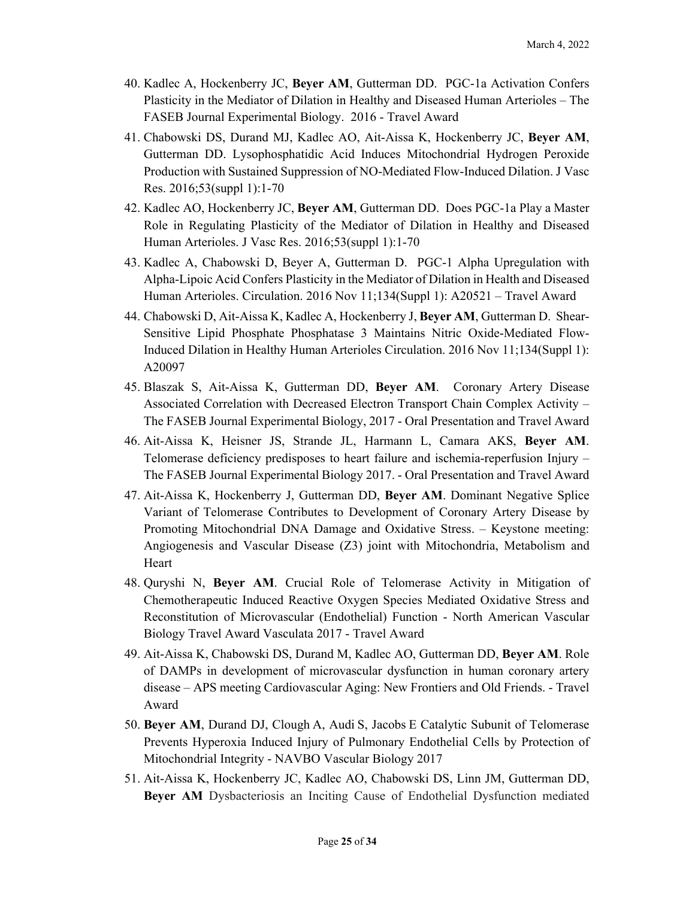40. Kadlec A, Hockenberry JC, **Beyer AM**, Gutterman DD. PGC-1a Activation Confers Plasticity in the Mediator of Dilation in Healthy and Diseased Human Arterioles – The FASEB Journal Experimental Biology. 2016 - Travel Award
41. Chabowski DS, Durand MJ, Kadlec AO, Ait-Aissa K, Hockenberry JC, **Beyer AM**, Gutterman DD. Lysophosphatidic Acid Induces Mitochondrial Hydrogen Peroxide Production with Sustained Suppression of NO-Mediated Flow-Induced Dilation. J Vasc Res. 2016;53(suppl 1):1-70
42. Kadlec AO, Hockenberry JC, **Beyer AM**, Gutterman DD. Does PGC-1a Play a Master Role in Regulating Plasticity of the Mediator of Dilation in Healthy and Diseased Human Arterioles. J Vasc Res. 2016;53(suppl 1):1-70
43. Kadlec A, Chabowski D, Beyer A, Gutterman D. PGC-1 Alpha Upregulation with Alpha-Lipoic Acid Confers Plasticity in the Mediator of Dilation in Health and Diseased Human Arterioles. Circulation. 2016 Nov 11;134(Suppl 1): A20521 – Travel Award
44. Chabowski D, Ait-Aissa K, Kadlec A, Hockenberry J, **Beyer AM**, Gutterman D. Shear-Sensitive Lipid Phosphate Phosphatase 3 Maintains Nitric Oxide-Mediated Flow-Induced Dilation in Healthy Human Arterioles Circulation. 2016 Nov 11;134(Suppl 1): A20097
45. Blaszak S, Ait-Aissa K, Gutterman DD, **Beyer AM**. Coronary Artery Disease Associated Correlation with Decreased Electron Transport Chain Complex Activity – The FASEB Journal Experimental Biology, 2017 - Oral Presentation and Travel Award
46. Ait-Aissa K, Heisner JS, Strande JL, Harmann L, Camara AKS, **Beyer AM**. Telomerase deficiency predisposes to heart failure and ischemia-reperfusion Injury – The FASEB Journal Experimental Biology 2017. - Oral Presentation and Travel Award
47. Ait-Aissa K, Hockenberry J, Gutterman DD, **Beyer AM**. Dominant Negative Splice Variant of Telomerase Contributes to Development of Coronary Artery Disease by Promoting Mitochondrial DNA Damage and Oxidative Stress. – Keystone meeting: Angiogenesis and Vascular Disease (Z3) joint with Mitochondria, Metabolism and Heart
48. Quryshi N, **Beyer AM**. Crucial Role of Telomerase Activity in Mitigation of Chemotherapeutic Induced Reactive Oxygen Species Mediated Oxidative Stress and Reconstitution of Microvascular (Endothelial) Function - North American Vascular Biology Travel Award Vasculata 2017 - Travel Award
49. Ait-Aissa K, Chabowski DS, Durand M, Kadlec AO, Gutterman DD, **Beyer AM**. Role of DAMPs in development of microvascular dysfunction in human coronary artery disease – APS meeting Cardiovascular Aging: New Frontiers and Old Friends. - Travel Award
50. **Beyer AM**, Durand DJ, Clough A, Audi S, Jacobs E Catalytic Subunit of Telomerase Prevents Hyperoxia Induced Injury of Pulmonary Endothelial Cells by Protection of Mitochondrial Integrity - NAVBO Vascular Biology 2017
51. Ait-Aissa K, Hockenberry JC, Kadlec AO, Chabowski DS, Linn JM, Gutterman DD, **Beyer AM** Dysbacteriosis an Inciting Cause of Endothelial Dysfunction mediated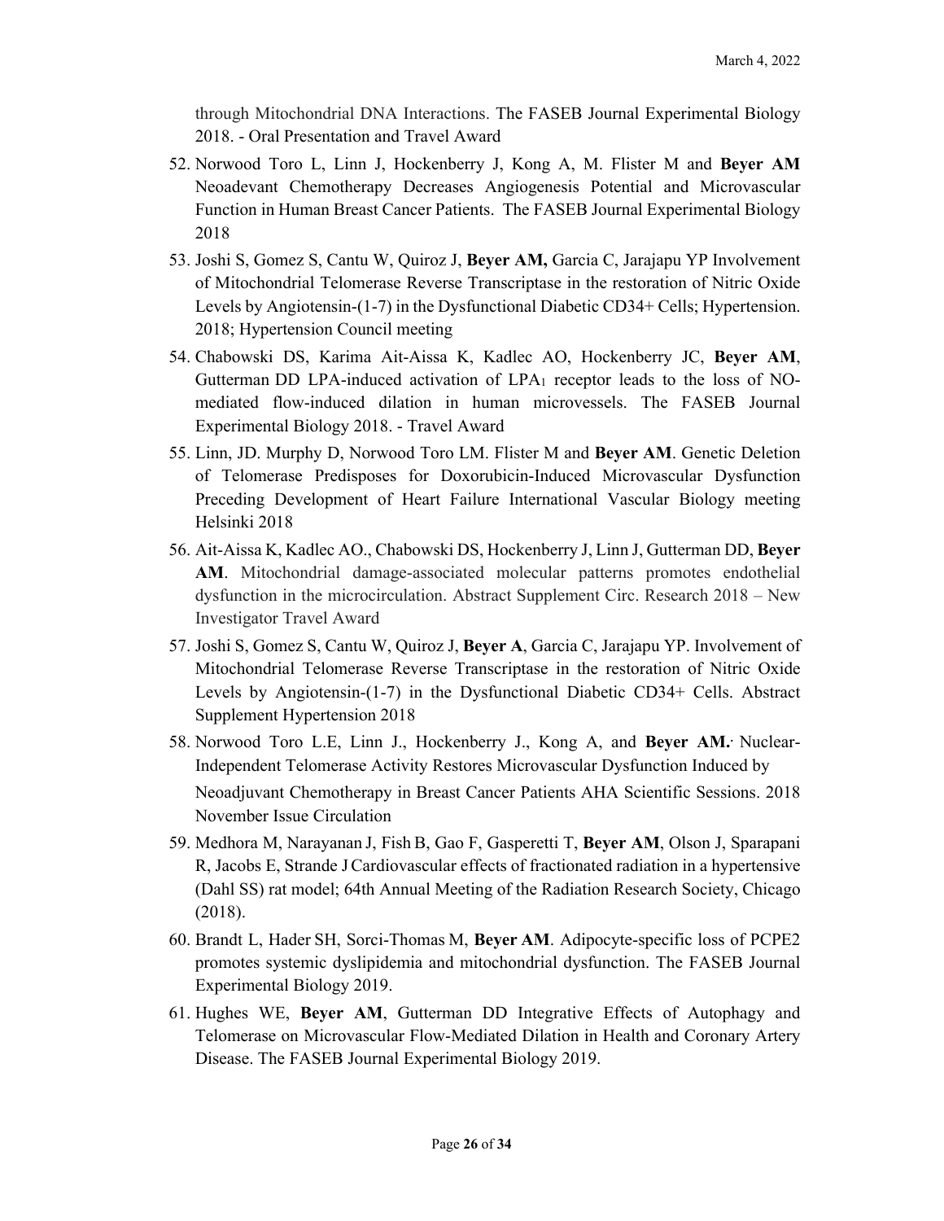through Mitochondrial DNA Interactions. The FASEB Journal Experimental Biology 2018. - Oral Presentation and Travel Award

52. Norwood Toro L, Linn J, Hockenberry J, Kong A, M. Flister M and **Beyer AM** Neoadevant Chemotherapy Decreases Angiogenesis Potential and Microvascular Function in Human Breast Cancer Patients. The FASEB Journal Experimental Biology 2018
53. Joshi S, Gomez S, Cantu W, Quiroz J, **Beyer AM,** Garcia C, Jarajapu YP Involvement of Mitochondrial Telomerase Reverse Transcriptase in the restoration of Nitric Oxide Levels by Angiotensin-(1-7) in the Dysfunctional Diabetic CD34+ Cells; Hypertension. 2018; Hypertension Council meeting
54. Chabowski DS, Karima Ait-Aissa K, Kadlec AO, Hockenberry JC, **Beyer AM**, Gutterman DD LPA-induced activation of $LPA_1$ receptor leads to the loss of NO-mediated flow-induced dilation in human microvessels. The FASEB Journal Experimental Biology 2018. - Travel Award
55. Linn, JD. Murphy D, Norwood Toro LM. Flister M and **Beyer AM**. Genetic Deletion of Telomerase Predisposes for Doxorubicin-Induced Microvascular Dysfunction Preceding Development of Heart Failure International Vascular Biology meeting Helsinki 2018
56. Ait-Aissa K, Kadlec AO., Chabowski DS, Hockenberry J, Linn J, Gutterman DD, **Beyer AM**. Mitochondrial damage-associated molecular patterns promotes endothelial dysfunction in the microcirculation. Abstract Supplement Circ. Research 2018 – New Investigator Travel Award
57. Joshi S, Gomez S, Cantu W, Quiroz J, **Beyer A**, Garcia C, Jarajapu YP. Involvement of Mitochondrial Telomerase Reverse Transcriptase in the restoration of Nitric Oxide Levels by Angiotensin-(1-7) in the Dysfunctional Diabetic CD34+ Cells. Abstract Supplement Hypertension 2018
58. Norwood Toro L.E, Linn J., Hockenberry J., Kong A, and **Beyer AM.** Nuclear-Independent Telomerase Activity Restores Microvascular Dysfunction Induced by Neoadjuvant Chemotherapy in Breast Cancer Patients AHA Scientific Sessions. 2018 November Issue Circulation
59. Medhora M, Narayanan J, Fish B, Gao F, Gasperetti T, **Beyer AM**, Olson J, Sparapani R, Jacobs E, Strande J Cardiovascular effects of fractionated radiation in a hypertensive (Dahl SS) rat model; 64th Annual Meeting of the Radiation Research Society, Chicago (2018).
60. Brandt L, Hader SH, Sorci-Thomas M, **Beyer AM**. Adipocyte-specific loss of PCPE2 promotes systemic dyslipidemia and mitochondrial dysfunction. The FASEB Journal Experimental Biology 2019.
61. Hughes WE, **Beyer AM**, Gutterman DD Integrative Effects of Autophagy and Telomerase on Microvascular Flow-Mediated Dilation in Health and Coronary Artery Disease. The FASEB Journal Experimental Biology 2019.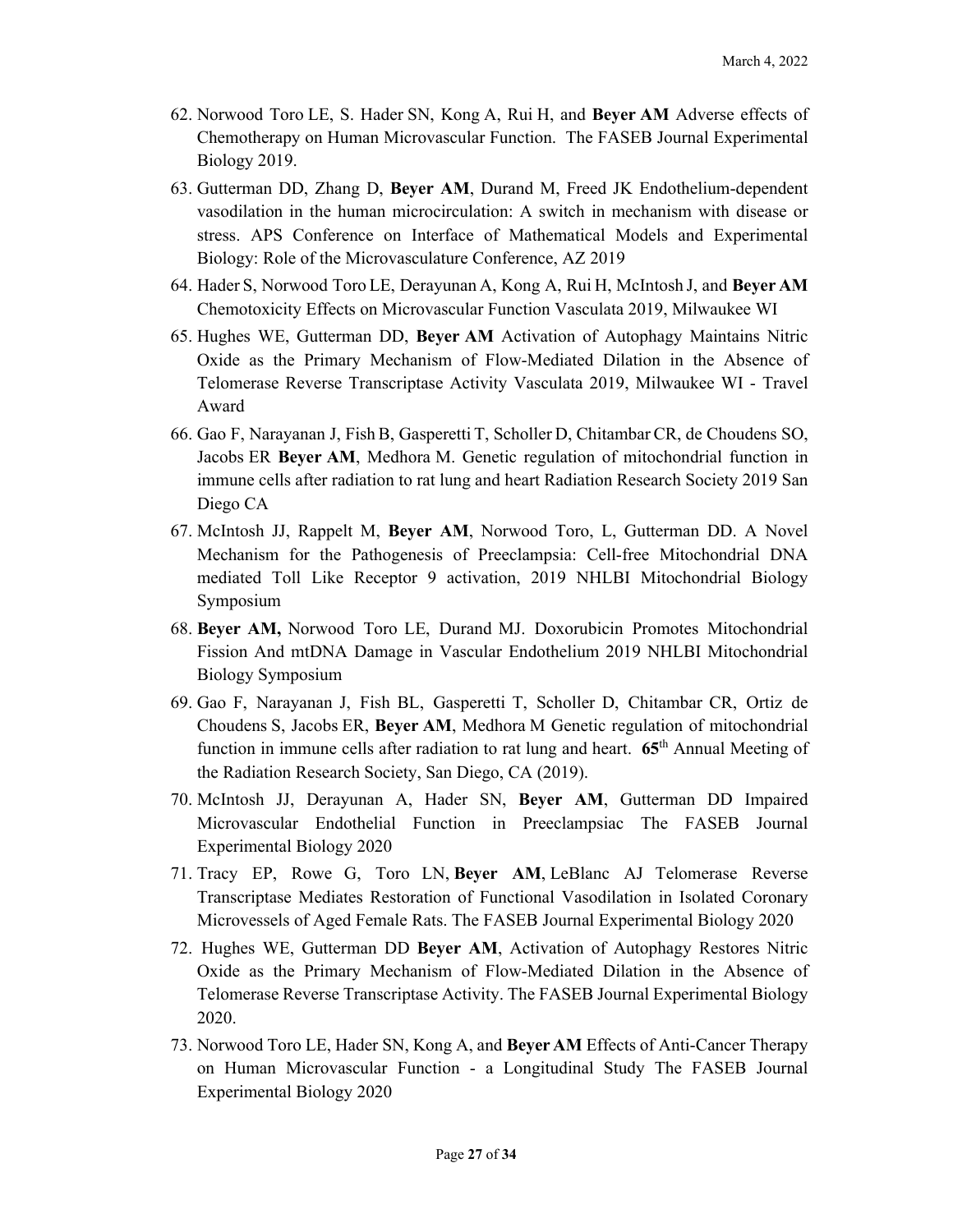62. Norwood Toro LE, S. Hader SN, Kong A, Rui H, and **Beyer AM** Adverse effects of Chemotherapy on Human Microvascular Function. The FASEB Journal Experimental Biology 2019.
63. Gutterman DD, Zhang D, **Beyer AM**, Durand M, Freed JK Endothelium-dependent vasodilation in the human microcirculation: A switch in mechanism with disease or stress. APS Conference on Interface of Mathematical Models and Experimental Biology: Role of the Microvasculature Conference, AZ 2019
64. Hader S, Norwood Toro LE, Derayunan A, Kong A, Rui H, McIntosh J, and **Beyer AM** Chemotoxicity Effects on Microvascular Function Vasculata 2019, Milwaukee WI
65. Hughes WE, Gutterman DD, **Beyer AM** Activation of Autophagy Maintains Nitric Oxide as the Primary Mechanism of Flow-Mediated Dilation in the Absence of Telomerase Reverse Transcriptase Activity Vasculata 2019, Milwaukee WI - Travel Award
66. Gao F, Narayanan J, Fish B, Gasperetti T, Scholler D, Chitambar CR, de Choudens SO, Jacobs ER **Beyer AM**, Medhora M. Genetic regulation of mitochondrial function in immune cells after radiation to rat lung and heart Radiation Research Society 2019 San Diego CA
67. McIntosh JJ, Rappelt M, **Beyer AM**, Norwood Toro, L, Gutterman DD. A Novel Mechanism for the Pathogenesis of Preeclampsia: Cell-free Mitochondrial DNA mediated Toll Like Receptor 9 activation, 2019 NHLBI Mitochondrial Biology Symposium
68. **Beyer AM,** Norwood Toro LE, Durand MJ. Doxorubicin Promotes Mitochondrial Fission And mtDNA Damage in Vascular Endothelium 2019 NHLBI Mitochondrial Biology Symposium
69. Gao F, Narayanan J, Fish BL, Gasperetti T, Scholler D, Chitambar CR, Ortiz de Choudens S, Jacobs ER, **Beyer AM**, Medhora M Genetic regulation of mitochondrial function in immune cells after radiation to rat lung and heart. **65**th Annual Meeting of the Radiation Research Society, San Diego, CA (2019).
70. McIntosh JJ, Derayunan A, Hader SN, **Beyer AM**, Gutterman DD Impaired Microvascular Endothelial Function in Preeclampsiac The FASEB Journal Experimental Biology 2020
71. Tracy EP, Rowe G, Toro LN, **Beyer AM**, LeBlanc AJ Telomerase Reverse Transcriptase Mediates Restoration of Functional Vasodilation in Isolated Coronary Microvessels of Aged Female Rats. The FASEB Journal Experimental Biology 2020
72. Hughes WE, Gutterman DD **Beyer AM**, Activation of Autophagy Restores Nitric Oxide as the Primary Mechanism of Flow-Mediated Dilation in the Absence of Telomerase Reverse Transcriptase Activity. The FASEB Journal Experimental Biology 2020.
73. Norwood Toro LE, Hader SN, Kong A, and **Beyer AM** Effects of Anti-Cancer Therapy on Human Microvascular Function - a Longitudinal Study The FASEB Journal Experimental Biology 2020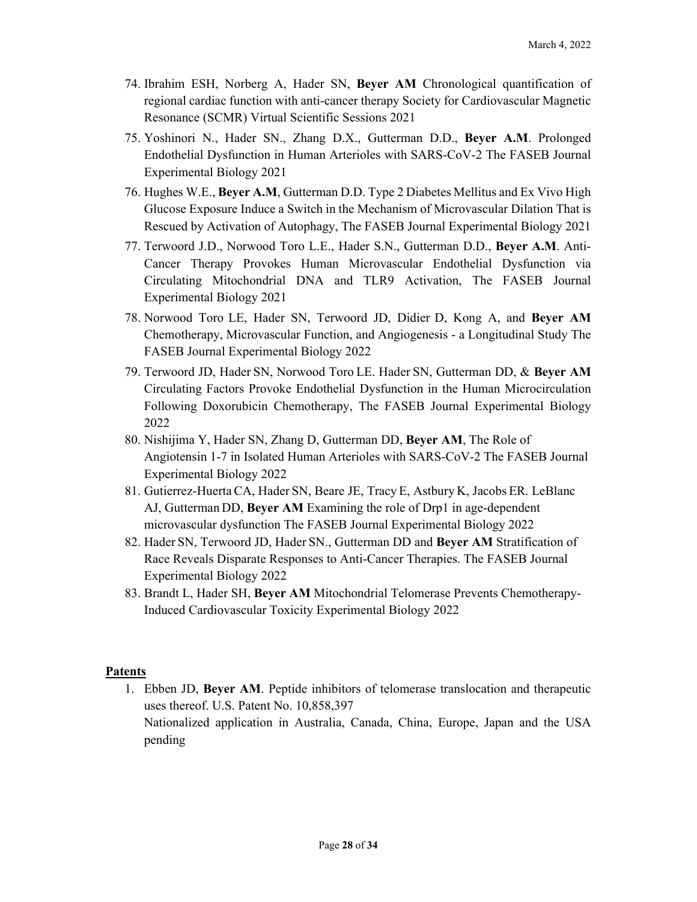74. Ibrahim ESH, Norberg A, Hader SN, **Beyer AM** Chronological quantification of regional cardiac function with anti-cancer therapy Society for Cardiovascular Magnetic Resonance (SCMR) Virtual Scientific Sessions 2021
75. Yoshinori N., Hader SN., Zhang D.X., Gutterman D.D., **Beyer A.M**. Prolonged Endothelial Dysfunction in Human Arterioles with SARS-CoV-2 The FASEB Journal Experimental Biology 2021
76. Hughes W.E., **Beyer A.M**, Gutterman D.D. Type 2 Diabetes Mellitus and Ex Vivo High Glucose Exposure Induce a Switch in the Mechanism of Microvascular Dilation That is Rescued by Activation of Autophagy, The FASEB Journal Experimental Biology 2021
77. Terwoord J.D., Norwood Toro L.E., Hader S.N., Gutterman D.D., **Beyer A.M**. Anti-Cancer Therapy Provokes Human Microvascular Endothelial Dysfunction via Circulating Mitochondrial DNA and TLR9 Activation, The FASEB Journal Experimental Biology 2021
78. Norwood Toro LE, Hader SN, Terwoord JD, Didier D, Kong A, and **Beyer AM** Chemotherapy, Microvascular Function, and Angiogenesis - a Longitudinal Study The FASEB Journal Experimental Biology 2022
79. Terwoord JD, Hader SN, Norwood Toro LE. Hader SN, Gutterman DD, & **Beyer AM** Circulating Factors Provoke Endothelial Dysfunction in the Human Microcirculation Following Doxorubicin Chemotherapy, The FASEB Journal Experimental Biology 2022
80. Nishijima Y, Hader SN, Zhang D, Gutterman DD, **Beyer AM**, The Role of Angiotensin 1-7 in Isolated Human Arterioles with SARS-CoV-2 The FASEB Journal Experimental Biology 2022
81. Gutierrez-Huerta CA, Hader SN, Beare JE, Tracy E, Astbury K, Jacobs ER. LeBlanc AJ, Gutterman DD, **Beyer AM** Examining the role of Drp1 in age-dependent microvascular dysfunction The FASEB Journal Experimental Biology 2022
82. Hader SN, Terwoord JD, Hader SN., Gutterman DD and **Beyer AM** Stratification of Race Reveals Disparate Responses to Anti-Cancer Therapies. The FASEB Journal Experimental Biology 2022
83. Brandt L, Hader SH, **Beyer AM** Mitochondrial Telomerase Prevents Chemotherapy-Induced Cardiovascular Toxicity Experimental Biology 2022

## Patents

1. Ebben JD, **Beyer AM**. Peptide inhibitors of telomerase translocation and therapeutic uses thereof. U.S. Patent No. 10,858,397
   Nationalized application in Australia, Canada, China, Europe, Japan and the USA pending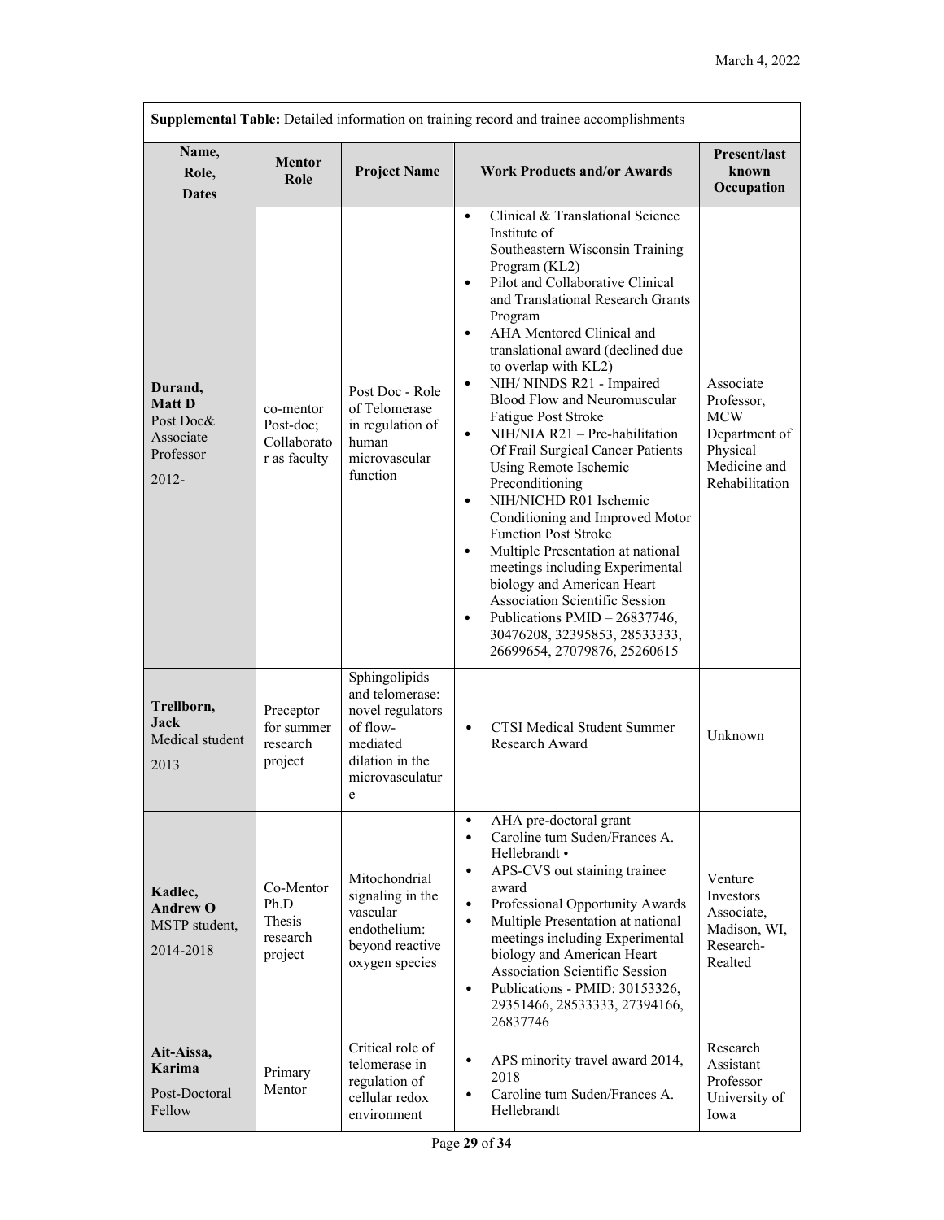March 4, 2022

**Supplemental Table:** Detailed information on training record and trainee accomplishments

| Name, Role, Dates | Mentor Role | Project Name | Work Products and/or Awards | Present/last known Occupation |
|---|---|---|---|---|
| **Durand, Matt D** Post Doc& Associate Professor 2012- | co-mentor Post-doc; Collaborator as faculty | Post Doc - Role of Telomerase in regulation of human microvascular function | • Clinical & Translational Science Institute of Southeastern Wisconsin Training Program (KL2) <br> • Pilot and Collaborative Clinical and Translational Research Grants Program <br> • AHA Mentored Clinical and translational award (declined due to overlap with KL2) <br> • NIH/ NINDS R21 - Impaired Blood Flow and Neuromuscular Fatigue Post Stroke <br> • NIH/NIA R21 – Pre-habilitation Of Frail Surgical Cancer Patients Using Remote Ischemic Preconditioning <br> • NIH/NICHD R01 Ischemic Conditioning and Improved Motor Function Post Stroke <br> • Multiple Presentation at national meetings including Experimental biology and American Heart Association Scientific Session <br> • Publications PMID – 26837746, 30476208, 32395853, 28533333, 26699654, 27079876, 25260615 | Associate Professor, MCW Department of Physical Medicine and Rehabilitation |
| **Trellborn, Jack** Medical student 2013 | Preceptor for summer research project | Sphingolipids and telomerase: novel regulators of flow-mediated dilation in the microvasculature | • CTSI Medical Student Summer Research Award | Unknown |
| **Kadlec, Andrew O** MSTP student, 2014-2018 | Co-Mentor Ph.D Thesis research project | Mitochondrial signaling in the vascular endothelium: beyond reactive oxygen species | • AHA pre-doctoral grant <br> • Caroline tum Suden/Frances A. Hellebrandt • <br> • APS-CVS out staining trainee award <br> • Professional Opportunity Awards <br> • Multiple Presentation at national meetings including Experimental biology and American Heart Association Scientific Session <br> • Publications - PMID: 30153326, 29351466, 28533333, 27394166, 26837746 | Venture Investors Associate, Madison, WI, Research-Realted |
| **Ait-Aissa, Karima** Post-Doctoral Fellow | Primary Mentor | Critical role of telomerase in regulation of cellular redox environment | • APS minority travel award 2014, 2018 <br> • Caroline tum Suden/Frances A. Hellebrandt | Research Assistant Professor University of Iowa |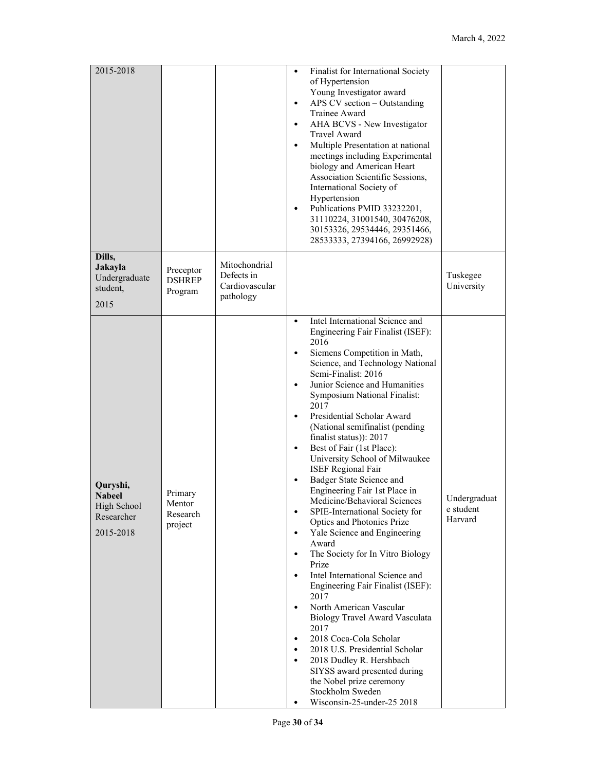| | | | | |
|---|---|---|---|---|
| 2015-2018 | | | • Finalist for International Society of Hypertension Young Investigator award<br>• APS CV section – Outstanding Trainee Award<br>• AHA BCVS - New Investigator Travel Award<br>• Multiple Presentation at national meetings including Experimental biology and American Heart Association Scientific Sessions, International Society of Hypertension<br>• Publications PMID 33232201, 31110224, 31001540, 30476208, 30153326, 29534446, 29351466, 28533333, 27394166, 26992928) | |
| **Dills, Jakayla** Undergraduate student, 2015 | Preceptor DSHREP Program | Mitochondrial Defects in Cardiovascular pathology | | Tuskegee University |
| **Quryshi, Nabeel** High School Researcher 2015-2018 | Primary Mentor Research project | | • Intel International Science and Engineering Fair Finalist (ISEF): 2016<br>• Siemens Competition in Math, Science, and Technology National Semi-Finalist: 2016<br>• Junior Science and Humanities Symposium National Finalist: 2017<br>• Presidential Scholar Award (National semifinalist (pending finalist status)): 2017<br>• Best of Fair (1st Place): University School of Milwaukee ISEF Regional Fair<br>• Badger State Science and Engineering Fair 1st Place in Medicine/Behavioral Sciences<br>• SPIE-International Society for Optics and Photonics Prize<br>• Yale Science and Engineering Award<br>• The Society for In Vitro Biology Prize<br>• Intel International Science and Engineering Fair Finalist (ISEF): 2017<br>• North American Vascular Biology Travel Award Vasculata 2017<br>• 2018 Coca-Cola Scholar<br>• 2018 U.S. Presidential Scholar<br>• 2018 Dudley R. Hershbach SIYSS award presented during the Nobel prize ceremony Stockholm Sweden<br>• Wisconsin-25-under-25 2018 | Undergraduate student Harvard |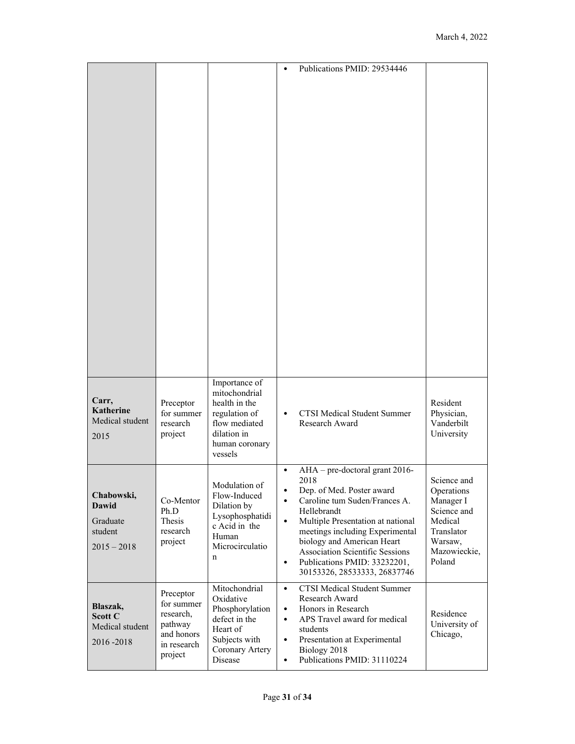| | | | • Publications PMID: 29534446 | |
|---|---|---|---|---|
| **Carr, Katherine** Medical student 2015 | Preceptor for summer research project | Importance of mitochondrial health in the regulation of flow mediated dilation in human coronary vessels | • CTSI Medical Student Summer Research Award | Resident Physician, Vanderbilt University |
| **Chabowski, Dawid** Graduate student 2015 – 2018 | Co-Mentor Ph.D Thesis research project | Modulation of Flow-Induced Dilation by Lysophosphatidic Acid in the Human Microcirculation | • AHA – pre-doctoral grant 2016-2018<br>• Dep. of Med. Poster award<br>• Caroline tum Suden/Frances A. Hellebrandt<br>• Multiple Presentation at national meetings including Experimental biology and American Heart Association Scientific Sessions<br>• Publications PMID: 33232201, 30153326, 28533333, 26837746 | Science and Operations Manager I Science and Medical Translator Warsaw, Mazowieckie, Poland |
| **Blaszak, Scott C** Medical student 2016 -2018 | Preceptor for summer research, pathway and honors in research project | Mitochondrial Oxidative Phosphorylation defect in the Heart of Subjects with Coronary Artery Disease | • CTSI Medical Student Summer Research Award<br>• Honors in Research<br>• APS Travel award for medical students<br>• Presentation at Experimental Biology 2018<br>• Publications PMID: 31110224 | Residence University of Chicago, |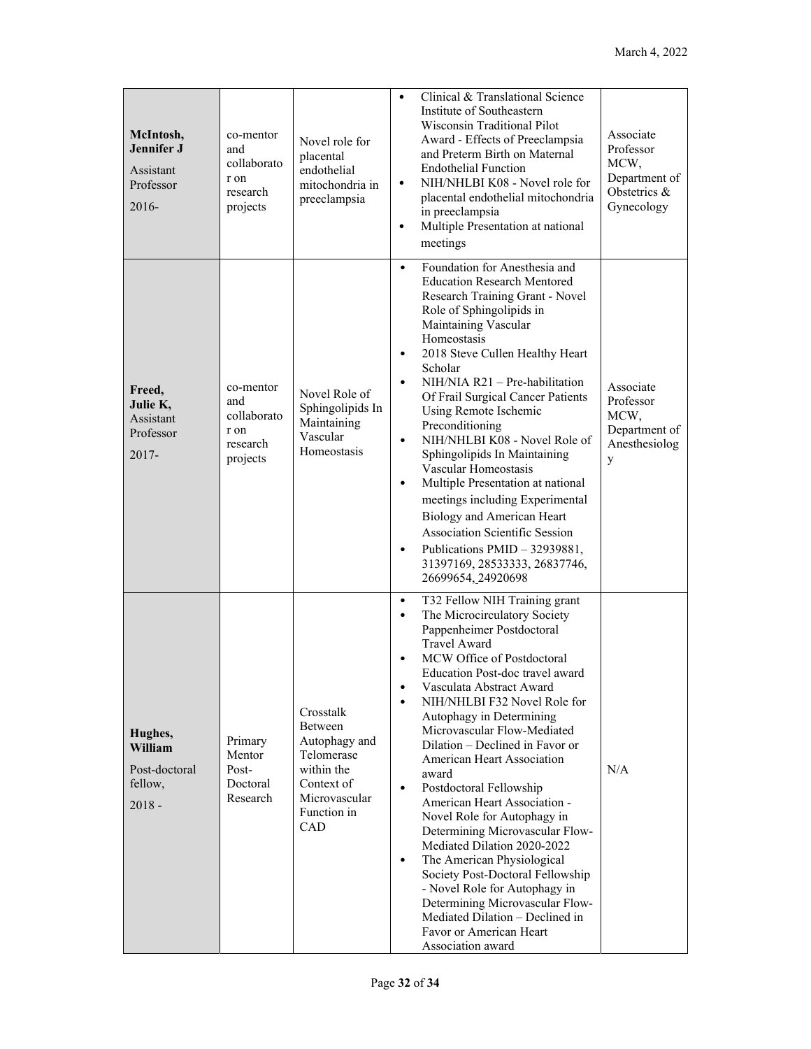| | | | | |
|---|---|---|---|---|
| **McIntosh, Jennifer J** Assistant Professor 2016- | co-mentor and collaborator on research projects | Novel role for placental endothelial mitochondria in preeclampsia | • Clinical & Translational Science Institute of Southeastern Wisconsin Traditional Pilot Award - Effects of Preeclampsia and Preterm Birth on Maternal Endothelial Function<br>• NIH/NHLBI K08 - Novel role for placental endothelial mitochondria in preeclampsia<br>• Multiple Presentation at national meetings | Associate Professor MCW, Department of Obstetrics & Gynecology |
| **Freed, Julie K,** Assistant Professor 2017- | co-mentor and collaborator on research projects | Novel Role of Sphingolipids In Maintaining Vascular Homeostasis | • Foundation for Anesthesia and Education Research Mentored Research Training Grant - Novel Role of Sphingolipids in Maintaining Vascular Homeostasis<br>• 2018 Steve Cullen Healthy Heart Scholar<br>• NIH/NIA R21 – Pre-habilitation Of Frail Surgical Cancer Patients Using Remote Ischemic Preconditioning<br>• NIH/NHLBI K08 - Novel Role of Sphingolipids In Maintaining Vascular Homeostasis<br>• Multiple Presentation at national meetings including Experimental Biology and American Heart Association Scientific Session<br>• Publications PMID – 32939881, 31397169, 28533333, 26837746, 26699654, 24920698 | Associate Professor MCW, Department of Anesthesiology |
| **Hughes, William** Post-doctoral fellow, 2018 - | Primary Mentor Post-Doctoral Research | Crosstalk Between Autophagy and Telomerase within the Context of Microvascular Function in CAD | • T32 Fellow NIH Training grant<br>• The Microcirculatory Society Pappenheimer Postdoctoral Travel Award<br>• MCW Office of Postdoctoral Education Post-doc travel award<br>• Vasculata Abstract Award<br>• NIH/NHLBI F32 Novel Role for Autophagy in Determining Microvascular Flow-Mediated Dilation – Declined in Favor or American Heart Association award<br>• Postdoctoral Fellowship American Heart Association - Novel Role for Autophagy in Determining Microvascular Flow-Mediated Dilation 2020-2022<br>• The American Physiological Society Post-Doctoral Fellowship - Novel Role for Autophagy in Determining Microvascular Flow-Mediated Dilation – Declined in Favor or American Heart Association award | N/A |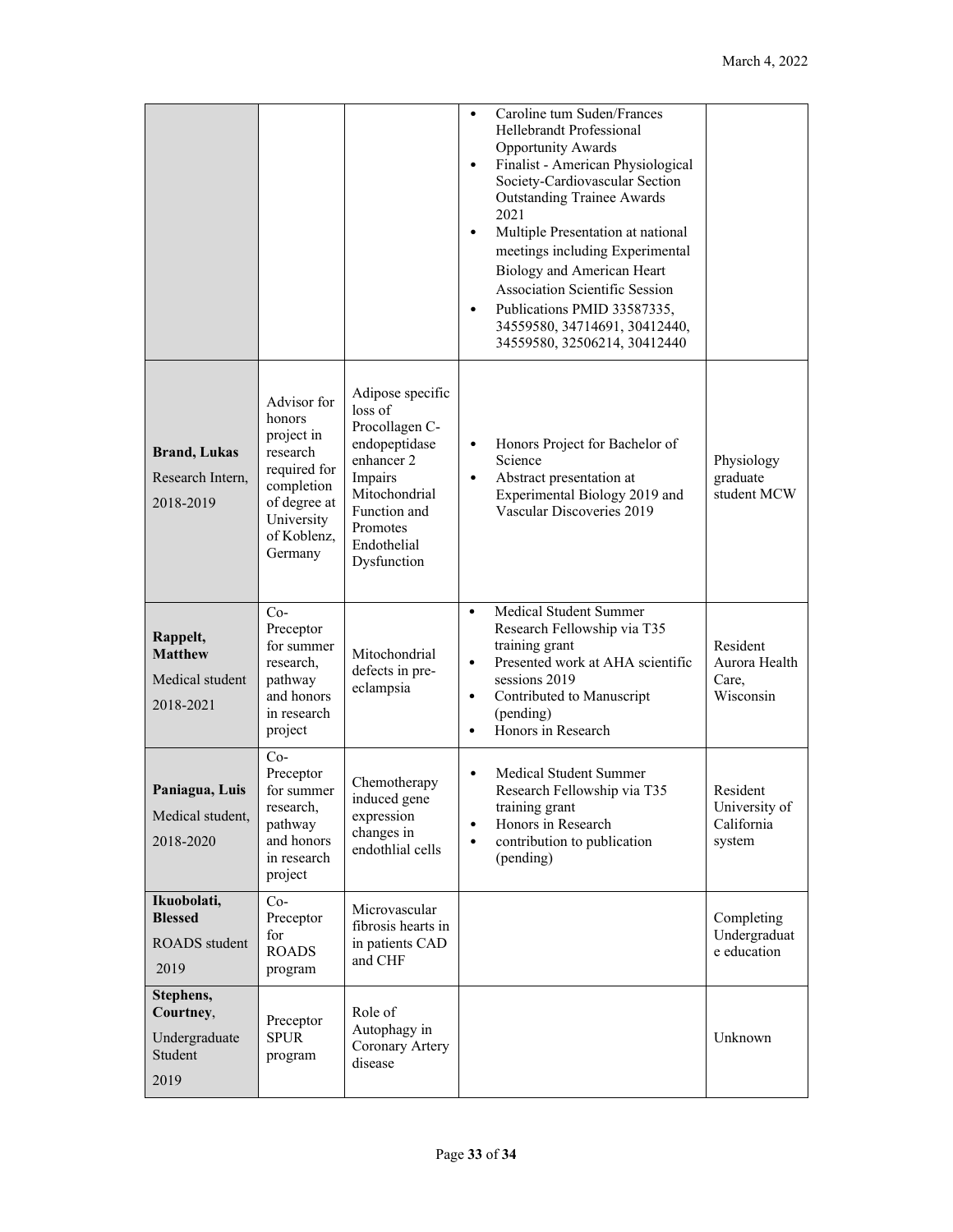| | | | | |
|---|---|---|---|---|
| | | | • Caroline tum Suden/Frances Hellebrandt Professional Opportunity Awards<br>• Finalist - American Physiological Society-Cardiovascular Section Outstanding Trainee Awards 2021<br>• Multiple Presentation at national meetings including Experimental Biology and American Heart Association Scientific Session<br>• Publications PMID 33587335, 34559580, 34714691, 30412440, 34559580, 32506214, 30412440 | |
| **Brand, Lukas**<br>Research Intern,<br>2018-2019 | Advisor for honors project in research required for completion of degree at University of Koblenz, Germany | Adipose specific loss of Procollagen C-endopeptidase enhancer 2 Impairs Mitochondrial Function and Promotes Endothelial Dysfunction | • Honors Project for Bachelor of Science<br>• Abstract presentation at Experimental Biology 2019 and Vascular Discoveries 2019 | Physiology graduate student MCW |
| **Rappelt, Matthew**<br>Medical student<br>2018-2021 | Co-Preceptor for summer research, pathway and honors in research project | Mitochondrial defects in pre-eclampsia | • Medical Student Summer Research Fellowship via T35 training grant<br>• Presented work at AHA scientific sessions 2019<br>• Contributed to Manuscript (pending)<br>• Honors in Research | Resident Aurora Health Care, Wisconsin |
| **Paniagua, Luis**<br>Medical student,<br>2018-2020 | Co-Preceptor for summer research, pathway and honors in research project | Chemotherapy induced gene expression changes in endothlial cells | • Medical Student Summer Research Fellowship via T35 training grant<br>• Honors in Research<br>• contribution to publication (pending) | Resident University of California system |
| **Ikuobolati, Blessed**<br>ROADS student<br>2019 | Co-Preceptor for ROADS program | Microvascular fibrosis hearts in in patients CAD and CHF | | Completing Undergraduate education |
| **Stephens, Courtney**,<br>Undergraduate Student<br>2019 | Preceptor SPUR program | Role of Autophagy in Coronary Artery disease | | Unknown |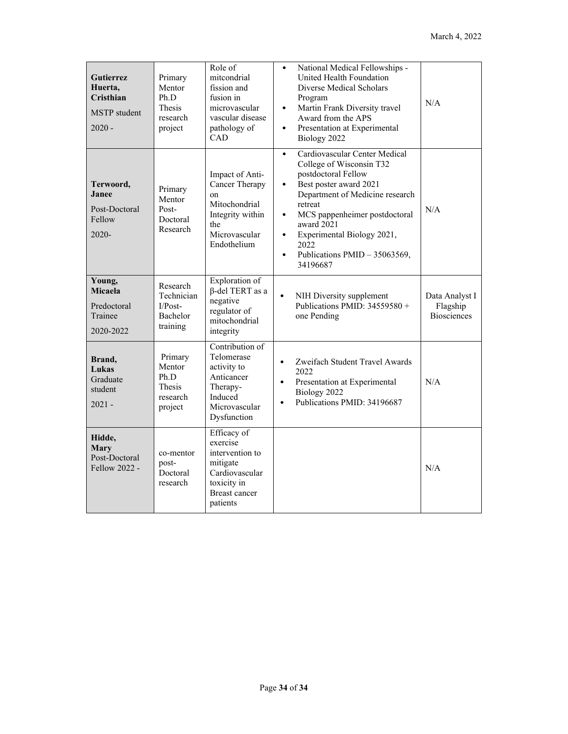| | | | | |
|---|---|---|---|---|
| **Gutierrez Huerta, Cristhian** MSTP student 2020 - | Primary Mentor Ph.D Thesis research project | Role of mitcondrial fission and fusion in microvascular vascular disease pathology of CAD | • National Medical Fellowships - United Health Foundation Diverse Medical Scholars Program<br>• Martin Frank Diversity travel Award from the APS<br>• Presentation at Experimental Biology 2022 | N/A |
| **Terwoord, Janee** Post-Doctoral Fellow 2020- | Primary Mentor Post-Doctoral Research | Impact of Anti-Cancer Therapy on Mitochondrial Integrity within the Microvascular Endothelium | • Cardiovascular Center Medical College of Wisconsin T32 postdoctoral Fellow<br>• Best poster award 2021 Department of Medicine research retreat<br>• MCS pappenheimer postdoctoral award 2021<br>• Experimental Biology 2021, 2022<br>• Publications PMID – 35063569, 34196687 | N/A |
| **Young, Micaela** Predoctoral Trainee 2020-2022 | Research Technician I/Post-Bachelor training | Exploration of β-del TERT as a negative regulator of mitochondrial integrity | • NIH Diversity supplement Publications PMID: 34559580 + one Pending | Data Analyst I Flagship Biosciences |
| **Brand, Lukas** Graduate student 2021 - | Primary Mentor Ph.D Thesis research project | Contribution of Telomerase activity to Anticancer Therapy-Induced Microvascular Dysfunction | • Zweifach Student Travel Awards 2022<br>• Presentation at Experimental Biology 2022<br>• Publications PMID: 34196687 | N/A |
| **Hidde, Mary** Post-Doctoral Fellow 2022 - | co-mentor post-Doctoral research | Efficacy of exercise intervention to mitigate Cardiovascular toxicity in Breast cancer patients | | N/A |